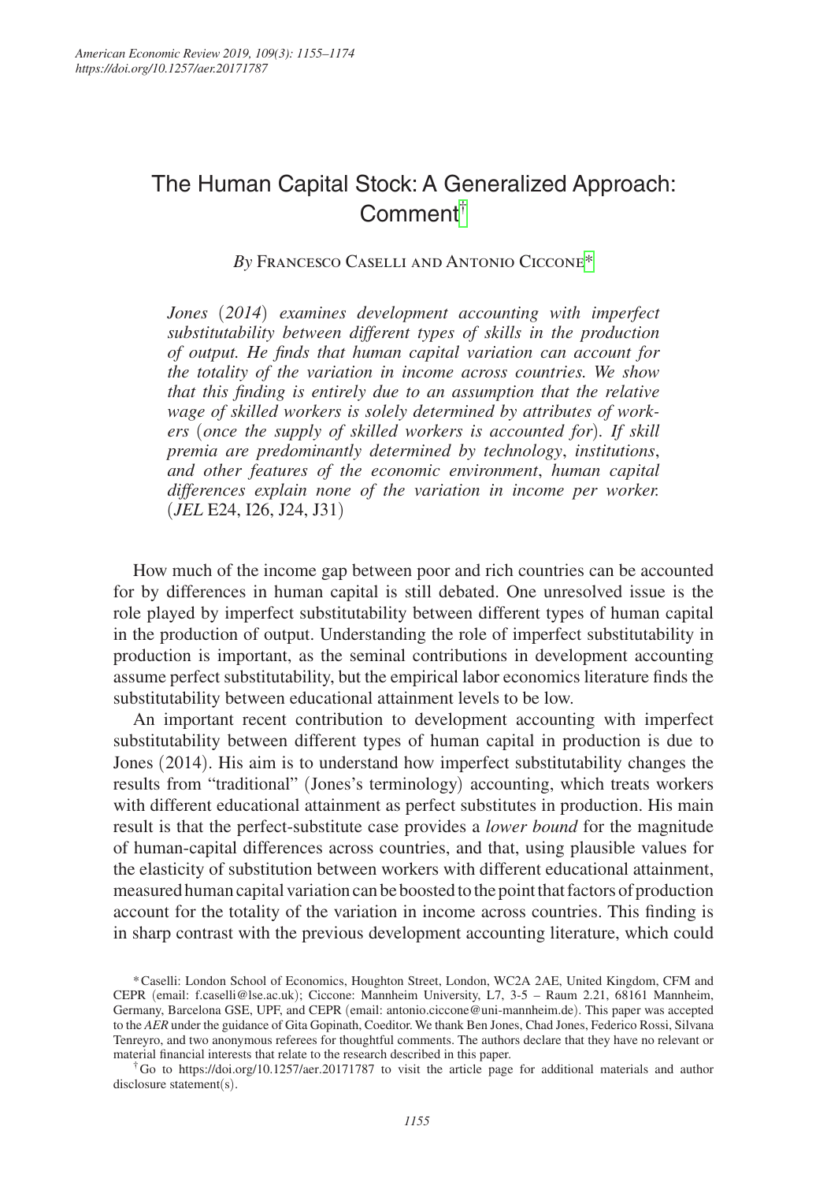# The Human Capital Stock: A Generalized Approach: Comment[†]

*By* Francesco Caselli and Antonio Ciccone[*]

*Jones (2014) examines development accounting with imperfect substitutability between different types of skills in the production of output. He finds that human capital variation can account for the totality of the variation in income across countries. We show that this finding is entirely due to an assumption that the relative wage of skilled workers is solely determined by attributes of workers (once the supply of skilled workers is accounted for). If skill premia are predominantly determined by technology, institutions, and other features of the economic environment, human capital differences explain none of the variation in income per worker.* (*JEL* E24, I26, J24, J31)

How much of the income gap between poor and rich countries can be accounted for by differences in human capital is still debated. One unresolved issue is the role played by imperfect substitutability between different types of human capital in the production of output. Understanding the role of imperfect substitutability in production is important, as the seminal contributions in development accounting assume perfect substitutability, but the empirical labor economics literature finds the substitutability between educational attainment levels to be low.

An important recent contribution to development accounting with imperfect substitutability between different types of human capital in production is due to Jones (2014). His aim is to understand how imperfect substitutability changes the results from "traditional" (Jones's terminology) accounting, which treats workers with different educational attainment as perfect substitutes in production. His main result is that the perfect-substitute case provides a *lower bound* for the magnitude of human-capital differences across countries, and that, using plausible values for the elasticity of substitution between workers with different educational attainment, measured human capital variation can be boosted to the point that factors of production account for the totality of the variation in income across countries. This finding is in sharp contrast with the previous development accounting literature, which could

[*] Caselli: London School of Economics, Houghton Street, London, WC2A 2AE, United Kingdom, CFM and CEPR (email: f.caselli@lse.ac.uk); Ciccone: Mannheim University, L7, 3-5 – Raum 2.21, 68161 Mannheim, Germany, Barcelona GSE, UPF, and CEPR (email: antonio.ciccone@uni-mannheim.de). This paper was accepted to the *AER* under the guidance of Gita Gopinath, Coeditor. We thank Ben Jones, Chad Jones, Federico Rossi, Silvana Tenreyro, and two anonymous referees for thoughtful comments. The authors declare that they have no relevant or material financial interests that relate to the research described in this paper.

[†] Go to https://doi.org/10.1257/aer.20171787 to visit the article page for additional materials and author disclosure statement(s).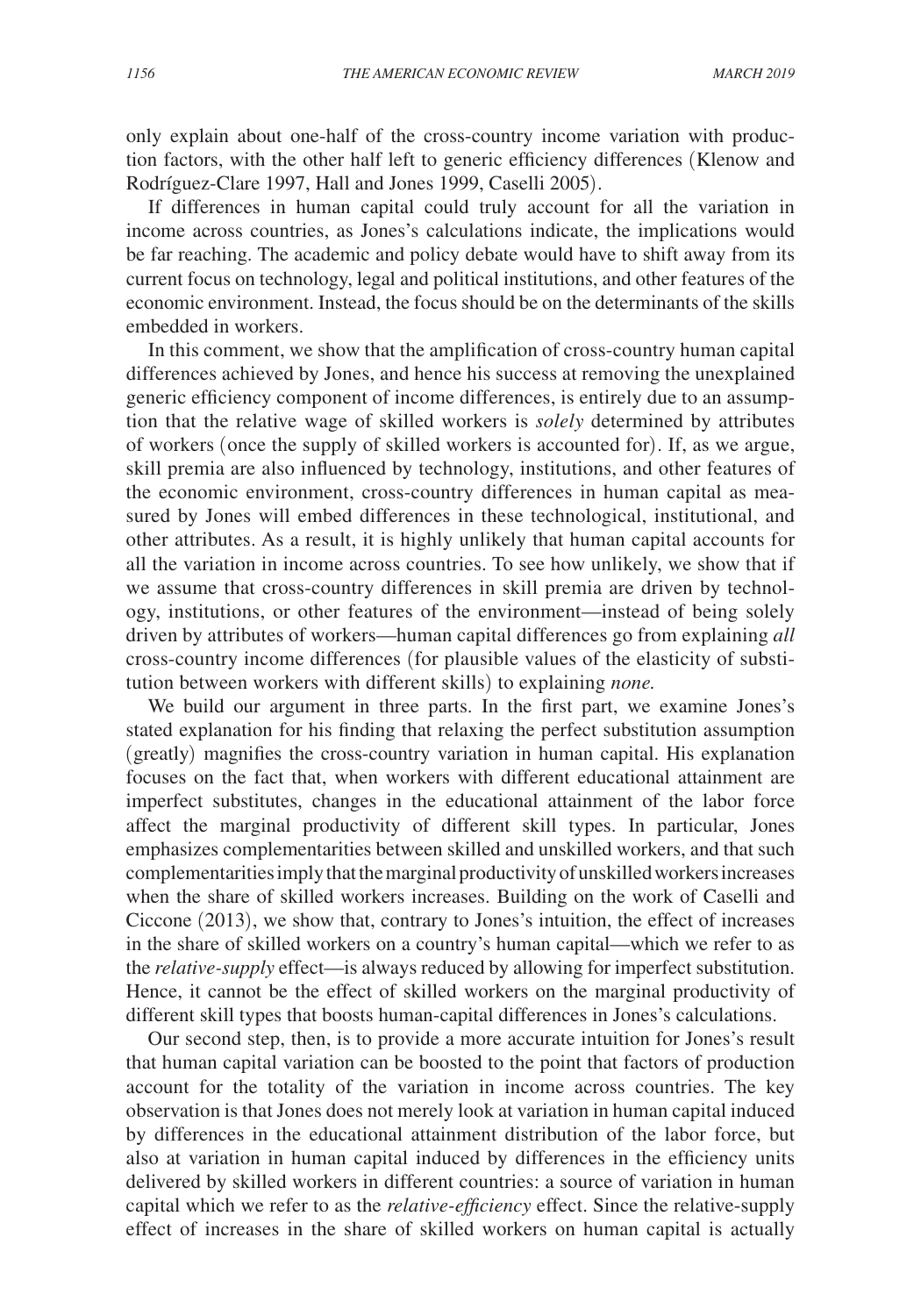only explain about one-half of the cross-country income variation with production factors, with the other half left to generic efficiency differences (Klenow and Rodríguez-Clare 1997, Hall and Jones 1999, Caselli 2005).

If differences in human capital could truly account for all the variation in income across countries, as Jones's calculations indicate, the implications would be far reaching. The academic and policy debate would have to shift away from its current focus on technology, legal and political institutions, and other features of the economic environment. Instead, the focus should be on the determinants of the skills embedded in workers.

In this comment, we show that the amplification of cross-country human capital differences achieved by Jones, and hence his success at removing the unexplained generic efficiency component of income differences, is entirely due to an assumption that the relative wage of skilled workers is *solely* determined by attributes of workers (once the supply of skilled workers is accounted for). If, as we argue, skill premia are also influenced by technology, institutions, and other features of the economic environment, cross-country differences in human capital as measured by Jones will embed differences in these technological, institutional, and other attributes. As a result, it is highly unlikely that human capital accounts for all the variation in income across countries. To see how unlikely, we show that if we assume that cross-country differences in skill premia are driven by technology, institutions, or other features of the environment—instead of being solely driven by attributes of workers—human capital differences go from explaining *all* cross-country income differences (for plausible values of the elasticity of substitution between workers with different skills) to explaining *none.*

We build our argument in three parts. In the first part, we examine Jones's stated explanation for his finding that relaxing the perfect substitution assumption (greatly) magnifies the cross-country variation in human capital. His explanation focuses on the fact that, when workers with different educational attainment are imperfect substitutes, changes in the educational attainment of the labor force affect the marginal productivity of different skill types. In particular, Jones emphasizes complementarities between skilled and unskilled workers, and that such complementarities imply that the marginal productivity of unskilled workers increases when the share of skilled workers increases. Building on the work of Caselli and Ciccone (2013), we show that, contrary to Jones's intuition, the effect of increases in the share of skilled workers on a country's human capital—which we refer to as the *relative-supply* effect—is always reduced by allowing for imperfect substitution. Hence, it cannot be the effect of skilled workers on the marginal productivity of different skill types that boosts human-capital differences in Jones's calculations.

Our second step, then, is to provide a more accurate intuition for Jones's result that human capital variation can be boosted to the point that factors of production account for the totality of the variation in income across countries. The key observation is that Jones does not merely look at variation in human capital induced by differences in the educational attainment distribution of the labor force, but also at variation in human capital induced by differences in the efficiency units delivered by skilled workers in different countries: a source of variation in human capital which we refer to as the *relative-efficiency* effect. Since the relative-supply effect of increases in the share of skilled workers on human capital is actually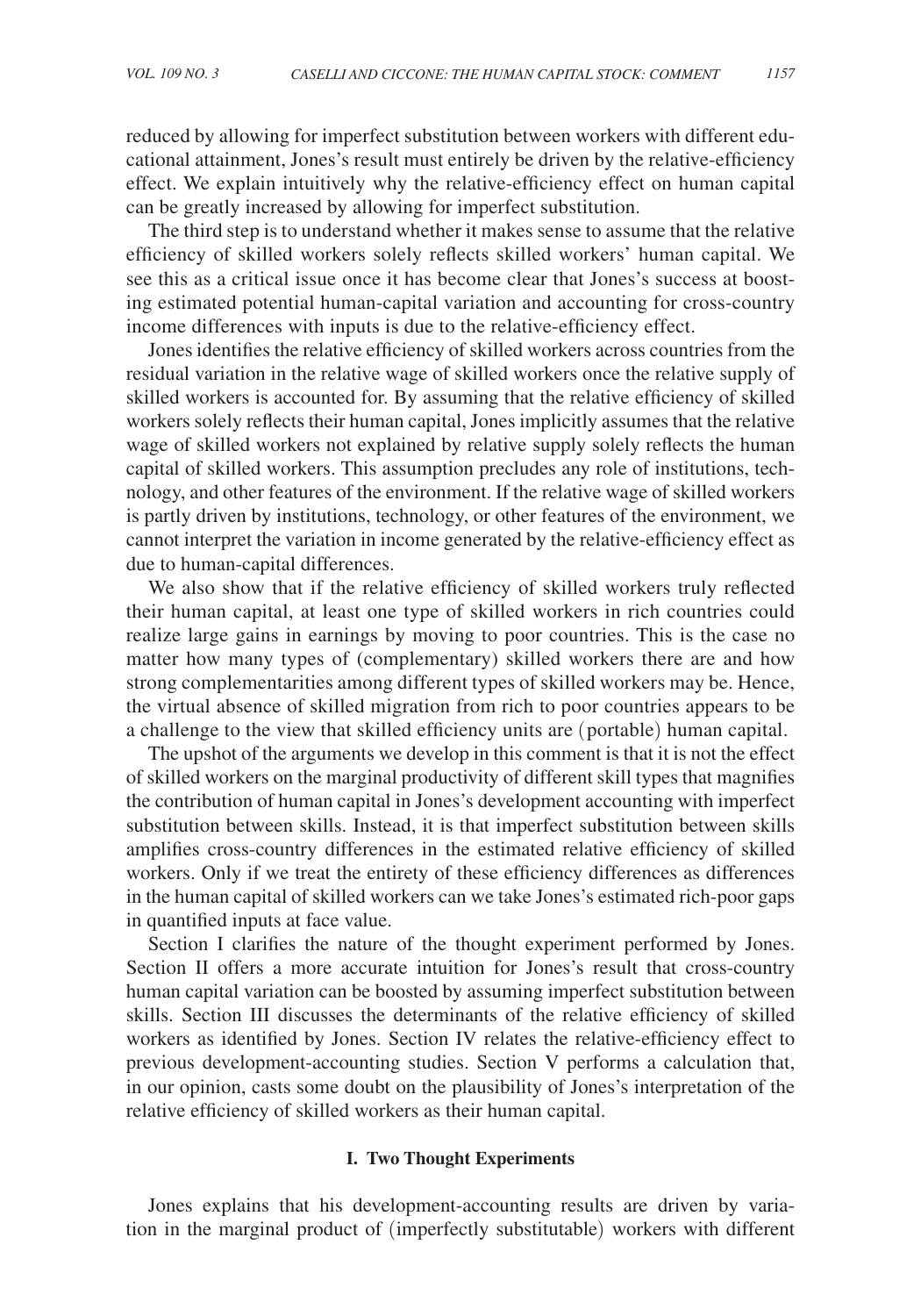reduced by allowing for imperfect substitution between workers with different educational attainment, Jones's result must entirely be driven by the relative-efficiency effect. We explain intuitively why the relative-efficiency effect on human capital can be greatly increased by allowing for imperfect substitution.

The third step is to understand whether it makes sense to assume that the relative efficiency of skilled workers solely reflects skilled workers' human capital. We see this as a critical issue once it has become clear that Jones's success at boosting estimated potential human-capital variation and accounting for cross-country income differences with inputs is due to the relative-efficiency effect.

Jones identifies the relative efficiency of skilled workers across countries from the residual variation in the relative wage of skilled workers once the relative supply of skilled workers is accounted for. By assuming that the relative efficiency of skilled workers solely reflects their human capital, Jones implicitly assumes that the relative wage of skilled workers not explained by relative supply solely reflects the human capital of skilled workers. This assumption precludes any role of institutions, technology, and other features of the environment. If the relative wage of skilled workers is partly driven by institutions, technology, or other features of the environment, we cannot interpret the variation in income generated by the relative-efficiency effect as due to human-capital differences.

We also show that if the relative efficiency of skilled workers truly reflected their human capital, at least one type of skilled workers in rich countries could realize large gains in earnings by moving to poor countries. This is the case no matter how many types of (complementary) skilled workers there are and how strong complementarities among different types of skilled workers may be. Hence, the virtual absence of skilled migration from rich to poor countries appears to be a challenge to the view that skilled efficiency units are (portable) human capital.

The upshot of the arguments we develop in this comment is that it is not the effect of skilled workers on the marginal productivity of different skill types that magnifies the contribution of human capital in Jones's development accounting with imperfect substitution between skills. Instead, it is that imperfect substitution between skills amplifies cross-country differences in the estimated relative efficiency of skilled workers. Only if we treat the entirety of these efficiency differences as differences in the human capital of skilled workers can we take Jones's estimated rich-poor gaps in quantified inputs at face value.

Section I clarifies the nature of the thought experiment performed by Jones. Section II offers a more accurate intuition for Jones's result that cross-country human capital variation can be boosted by assuming imperfect substitution between skills. Section III discusses the determinants of the relative efficiency of skilled workers as identified by Jones. Section IV relates the relative-efficiency effect to previous development-accounting studies. Section V performs a calculation that, in our opinion, casts some doubt on the plausibility of Jones's interpretation of the relative efficiency of skilled workers as their human capital.

## I. Two Thought Experiments

Jones explains that his development-accounting results are driven by variation in the marginal product of (imperfectly substitutable) workers with different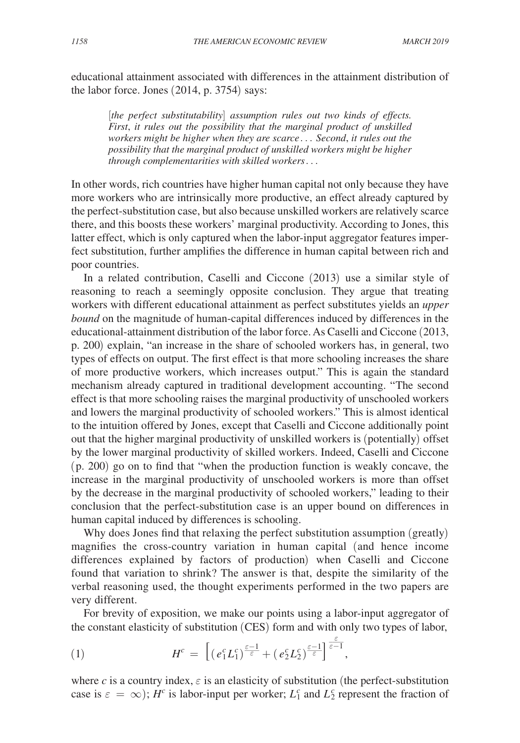educational attainment associated with differences in the attainment distribution of the labor force. Jones (2014, p. 3754) says:

> [*the perfect substitutability*] *assumption rules out two kinds of effects. First, it rules out the possibility that the marginal product of unskilled workers might be higher when they are scarce . . . Second, it rules out the possibility that the marginal product of unskilled workers might be higher through complementarities with skilled workers . . .*

In other words, rich countries have higher human capital not only because they have more workers who are intrinsically more productive, an effect already captured by the perfect-substitution case, but also because unskilled workers are relatively scarce there, and this boosts these workers' marginal productivity. According to Jones, this latter effect, which is only captured when the labor-input aggregator features imperfect substitution, further amplifies the difference in human capital between rich and poor countries.

In a related contribution, Caselli and Ciccone (2013) use a similar style of reasoning to reach a seemingly opposite conclusion. They argue that treating workers with different educational attainment as perfect substitutes yields an *upper bound* on the magnitude of human-capital differences induced by differences in the educational-attainment distribution of the labor force. As Caselli and Ciccone (2013, p. 200) explain, "an increase in the share of schooled workers has, in general, two types of effects on output. The first effect is that more schooling increases the share of more productive workers, which increases output." This is again the standard mechanism already captured in traditional development accounting. "The second effect is that more schooling raises the marginal productivity of unschooled workers and lowers the marginal productivity of schooled workers." This is almost identical to the intuition offered by Jones, except that Caselli and Ciccone additionally point out that the higher marginal productivity of unskilled workers is (potentially) offset by the lower marginal productivity of skilled workers. Indeed, Caselli and Ciccone (p. 200) go on to find that "when the production function is weakly concave, the increase in the marginal productivity of unschooled workers is more than offset by the decrease in the marginal productivity of schooled workers," leading to their conclusion that the perfect-substitution case is an upper bound on differences in human capital induced by differences is schooling.

Why does Jones find that relaxing the perfect substitution assumption (greatly) magnifies the cross-country variation in human capital (and hence income differences explained by factors of production) when Caselli and Ciccone found that variation to shrink? The answer is that, despite the similarity of the verbal reasoning used, the thought experiments performed in the two papers are very different.

For brevity of exposition, we make our points using a labor-input aggregator of the constant elasticity of substitution (CES) form and with only two types of labor,

$$H^c = \left[ (e_1^c L_1^c)^{\frac{\varepsilon-1}{\varepsilon}} + (e_2^c L_2^c)^{\frac{\varepsilon-1}{\varepsilon}} \right]^{\frac{\varepsilon}{\varepsilon-1}}, \tag{1}$$

where $c$ is a country index, $\varepsilon$ is an elasticity of substitution (the perfect-substitution case is $\varepsilon = \infty$); $H^c$ is labor-input per worker; $L_1^c$ and $L_2^c$ represent the fraction of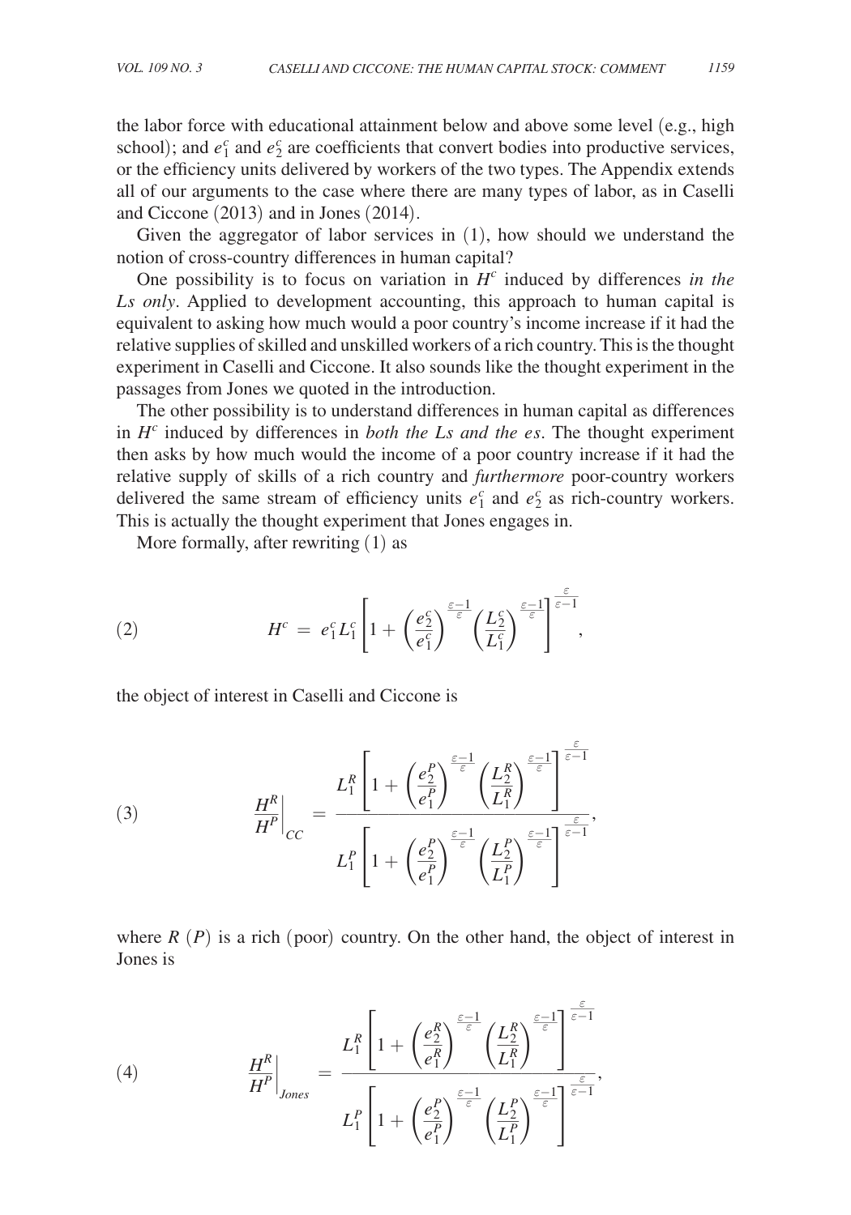the labor force with educational attainment below and above some level (e.g., high school); and $e_1^c$ and $e_2^c$ are coefficients that convert bodies into productive services, or the efficiency units delivered by workers of the two types. The Appendix extends all of our arguments to the case where there are many types of labor, as in Caselli and Ciccone (2013) and in Jones (2014).

Given the aggregator of labor services in (1), how should we understand the notion of cross-country differences in human capital?

One possibility is to focus on variation in $H^c$ induced by differences *in the Ls only*. Applied to development accounting, this approach to human capital is equivalent to asking how much would a poor country's income increase if it had the relative supplies of skilled and unskilled workers of a rich country. This is the thought experiment in Caselli and Ciccone. It also sounds like the thought experiment in the passages from Jones we quoted in the introduction.

The other possibility is to understand differences in human capital as differences in $H^c$ induced by differences in *both the Ls and the es*. The thought experiment then asks by how much would the income of a poor country increase if it had the relative supply of skills of a rich country and *furthermore* poor-country workers delivered the same stream of efficiency units $e_1^c$ and $e_2^c$ as rich-country workers. This is actually the thought experiment that Jones engages in.

More formally, after rewriting (1) as

$$H^c = e_1^c L_1^c \left[1 + \left(\frac{e_2^c}{e_1^c}\right)^{\frac{\varepsilon-1}{\varepsilon}} \left(\frac{L_2^c}{L_1^c}\right)^{\frac{\varepsilon-1}{\varepsilon}}\right]^{\frac{\varepsilon}{\varepsilon-1}}, \tag{2}$$

the object of interest in Caselli and Ciccone is

$$\left.\frac{H^R}{H^P}\right|_{CC} = \frac{L_1^R \left[1 + \left(\frac{e_2^P}{e_1^P}\right)^{\frac{\varepsilon-1}{\varepsilon}} \left(\frac{L_2^R}{L_1^R}\right)^{\frac{\varepsilon-1}{\varepsilon}}\right]^{\frac{\varepsilon}{\varepsilon-1}}}{L_1^P \left[1 + \left(\frac{e_2^P}{e_1^P}\right)^{\frac{\varepsilon-1}{\varepsilon}} \left(\frac{L_2^P}{L_1^P}\right)^{\frac{\varepsilon-1}{\varepsilon}}\right]^{\frac{\varepsilon}{\varepsilon-1}}}, \tag{3}$$

where $R$ $(P)$ is a rich (poor) country. On the other hand, the object of interest in Jones is

$$\left.\frac{H^R}{H^P}\right|_{Jones} = \frac{L_1^R \left[1 + \left(\frac{e_2^R}{e_1^R}\right)^{\frac{\varepsilon-1}{\varepsilon}} \left(\frac{L_2^R}{L_1^R}\right)^{\frac{\varepsilon-1}{\varepsilon}}\right]^{\frac{\varepsilon}{\varepsilon-1}}}{L_1^P \left[1 + \left(\frac{e_2^P}{e_1^P}\right)^{\frac{\varepsilon-1}{\varepsilon}} \left(\frac{L_2^P}{L_1^P}\right)^{\frac{\varepsilon-1}{\varepsilon}}\right]^{\frac{\varepsilon}{\varepsilon-1}}}, \tag{4}$$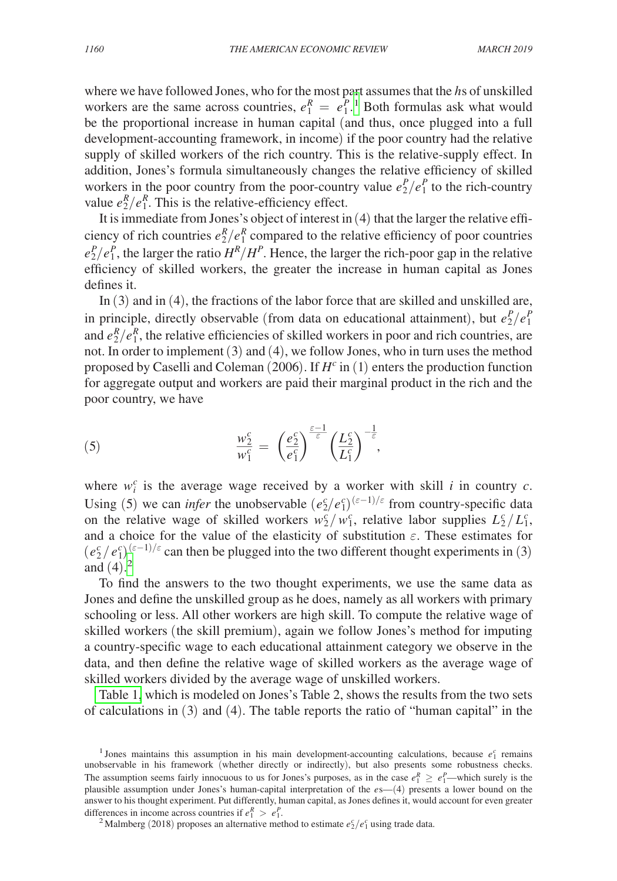where we have followed Jones, who for the most part assumes that the *h*s of unskilled workers are the same across countries, $e_1^R = e_1^P$.[1] Both formulas ask what would be the proportional increase in human capital (and thus, once plugged into a full development-accounting framework, in income) if the poor country had the relative supply of skilled workers of the rich country. This is the relative-supply effect. In addition, Jones's formula simultaneously changes the relative efficiency of skilled workers in the poor country from the poor-country value $e_2^P/e_1^P$ to the rich-country value $e_2^R/e_1^R$. This is the relative-efficiency effect.

It is immediate from Jones's object of interest in (4) that the larger the relative efficiency of rich countries $e_2^R/e_1^R$ compared to the relative efficiency of poor countries $e_2^P/e_1^P$, the larger the ratio $H^R/H^P$. Hence, the larger the rich-poor gap in the relative efficiency of skilled workers, the greater the increase in human capital as Jones defines it.

In (3) and in (4), the fractions of the labor force that are skilled and unskilled are, in principle, directly observable (from data on educational attainment), but $e_2^P/e_1^P$ and $e_2^R/e_1^R$, the relative efficiencies of skilled workers in poor and rich countries, are not. In order to implement (3) and (4), we follow Jones, who in turn uses the method proposed by Caselli and Coleman (2006). If $H^c$ in (1) enters the production function for aggregate output and workers are paid their marginal product in the rich and the poor country, we have

$$(5) \qquad \frac{w_2^c}{w_1^c} = \left(\frac{e_2^c}{e_1^c}\right)^{\frac{\varepsilon-1}{\varepsilon}} \left(\frac{L_2^c}{L_1^c}\right)^{-\frac{1}{\varepsilon}},$$

where $w_i^c$ is the average wage received by a worker with skill $i$ in country $c$. Using (5) we can *infer* the unobservable $(e_2^c/e_1^c)^{(\varepsilon-1)/\varepsilon}$ from country-specific data on the relative wage of skilled workers $w_2^c/w_1^c$, relative labor supplies $L_2^c/L_1^c$, and a choice for the value of the elasticity of substitution $\varepsilon$. These estimates for $(e_2^c/e_1^c)^{(\varepsilon-1)/\varepsilon}$ can then be plugged into the two different thought experiments in (3) and (4).[2]

To find the answers to the two thought experiments, we use the same data as Jones and define the unskilled group as he does, namely as all workers with primary schooling or less. All other workers are high skill. To compute the relative wage of skilled workers (the skill premium), again we follow Jones's method for imputing a country-specific wage to each educational attainment category we observe in the data, and then define the relative wage of skilled workers as the average wage of skilled workers divided by the average wage of unskilled workers.

Table 1, which is modeled on Jones's Table 2, shows the results from the two sets of calculations in (3) and (4). The table reports the ratio of "human capital" in the

[1] Jones maintains this assumption in his main development-accounting calculations, because $e_1^c$ remains unobservable in his framework (whether directly or indirectly), but also presents some robustness checks. The assumption seems fairly innocuous to us for Jones's purposes, as in the case $e_1^R \geq e_1^P$—which surely is the plausible assumption under Jones's human-capital interpretation of the *e*s—(4) presents a lower bound on the answer to his thought experiment. Put differently, human capital, as Jones defines it, would account for even greater differences in income across countries if $e_1^R > e_1^P$.

[2] Malmberg (2018) proposes an alternative method to estimate $e_2^c/e_1^c$ using trade data.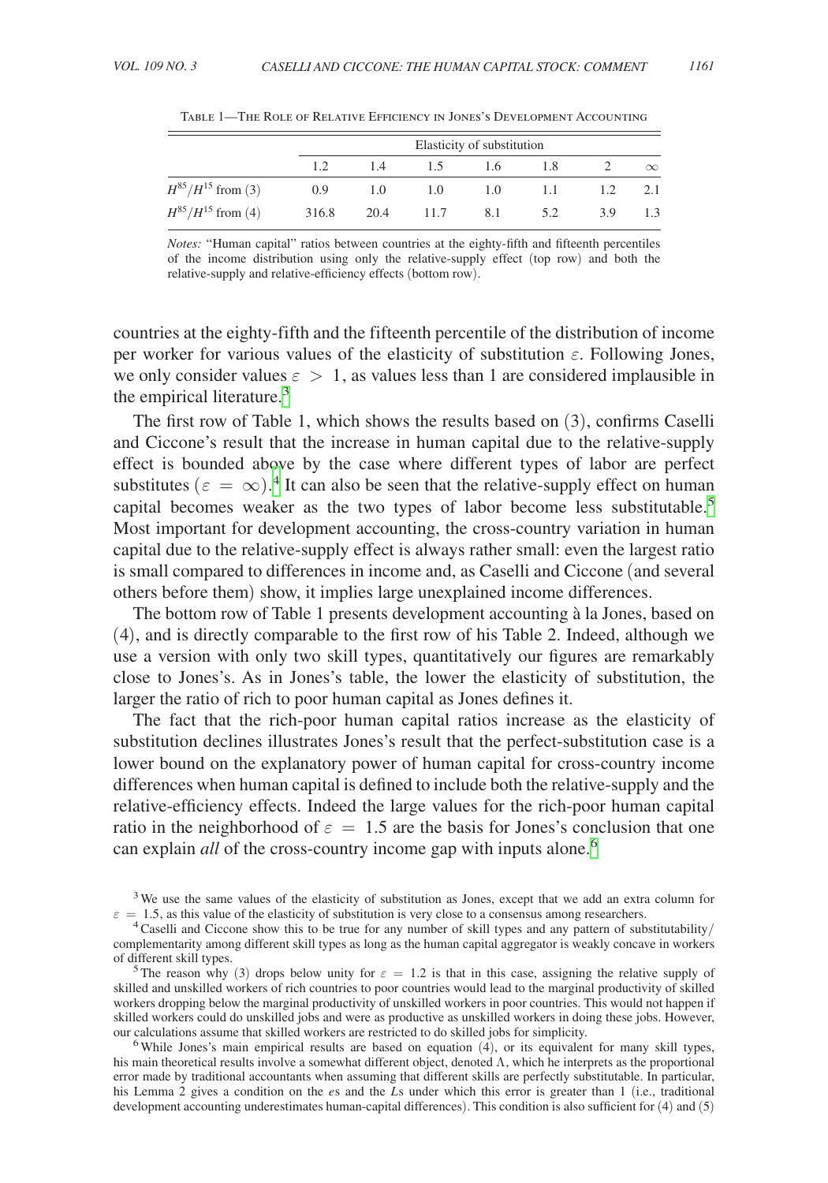Table 1—The Role of Relative Efficiency in Jones's Development Accounting

| | Elasticity of substitution | | | | | | |
|---|---|---|---|---|---|---|---|
| | 1.2 | 1.4 | 1.5 | 1.6 | 1.8 | 2 | $\infty$ |
| $H^{85}/H^{15}$ from (3) | 0.9 | 1.0 | 1.0 | 1.0 | 1.1 | 1.2 | 2.1 |
| $H^{85}/H^{15}$ from (4) | 316.8 | 20.4 | 11.7 | 8.1 | 5.2 | 3.9 | 1.3 |

*Notes:* "Human capital" ratios between countries at the eighty-fifth and fifteenth percentiles of the income distribution using only the relative-supply effect (top row) and both the relative-supply and relative-efficiency effects (bottom row).

countries at the eighty-fifth and the fifteenth percentile of the distribution of income per worker for various values of the elasticity of substitution $\varepsilon$. Following Jones, we only consider values $\varepsilon > 1$, as values less than 1 are considered implausible in the empirical literature.[3]

The first row of Table 1, which shows the results based on (3), confirms Caselli and Ciccone's result that the increase in human capital due to the relative-supply effect is bounded above by the case where different types of labor are perfect substitutes ($\varepsilon = \infty$).[4] It can also be seen that the relative-supply effect on human capital becomes weaker as the two types of labor become less substitutable.[5] Most important for development accounting, the cross-country variation in human capital due to the relative-supply effect is always rather small: even the largest ratio is small compared to differences in income and, as Caselli and Ciccone (and several others before them) show, it implies large unexplained income differences.

The bottom row of Table 1 presents development accounting à la Jones, based on (4), and is directly comparable to the first row of his Table 2. Indeed, although we use a version with only two skill types, quantitatively our figures are remarkably close to Jones's. As in Jones's table, the lower the elasticity of substitution, the larger the ratio of rich to poor human capital as Jones defines it.

The fact that the rich-poor human capital ratios increase as the elasticity of substitution declines illustrates Jones's result that the perfect-substitution case is a lower bound on the explanatory power of human capital for cross-country income differences when human capital is defined to include both the relative-supply and the relative-efficiency effects. Indeed the large values for the rich-poor human capital ratio in the neighborhood of $\varepsilon = 1.5$ are the basis for Jones's conclusion that one can explain *all* of the cross-country income gap with inputs alone.[6]

[3] We use the same values of the elasticity of substitution as Jones, except that we add an extra column for $\varepsilon = 1.5$, as this value of the elasticity of substitution is very close to a consensus among researchers.

[4] Caselli and Ciccone show this to be true for any number of skill types and any pattern of substitutability/complementarity among different skill types as long as the human capital aggregator is weakly concave in workers of different skill types.

[5] The reason why (3) drops below unity for $\varepsilon = 1.2$ is that in this case, assigning the relative supply of skilled and unskilled workers of rich countries to poor countries would lead to the marginal productivity of skilled workers dropping below the marginal productivity of unskilled workers in poor countries. This would not happen if skilled workers could do unskilled jobs and were as productive as unskilled workers in doing these jobs. However, our calculations assume that skilled workers are restricted to do skilled jobs for simplicity.

[6] While Jones's main empirical results are based on equation (4), or its equivalent for many skill types, his main theoretical results involve a somewhat different object, denoted $\Lambda$, which he interprets as the proportional error made by traditional accountants when assuming that different skills are perfectly substitutable. In particular, his Lemma 2 gives a condition on the $e$s and the $L$s under which this error is greater than 1 (i.e., traditional development accounting underestimates human-capital differences). This condition is also sufficient for (4) and (5)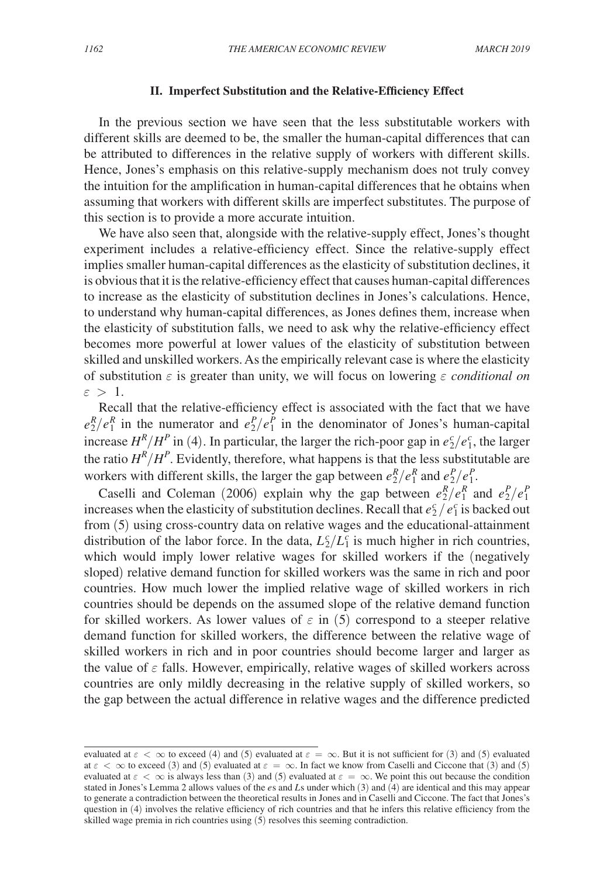## II. Imperfect Substitution and the Relative-Efficiency Effect

In the previous section we have seen that the less substitutable workers with different skills are deemed to be, the smaller the human-capital differences that can be attributed to differences in the relative supply of workers with different skills. Hence, Jones's emphasis on this relative-supply mechanism does not truly convey the intuition for the amplification in human-capital differences that he obtains when assuming that workers with different skills are imperfect substitutes. The purpose of this section is to provide a more accurate intuition.

We have also seen that, alongside with the relative-supply effect, Jones's thought experiment includes a relative-efficiency effect. Since the relative-supply effect implies smaller human-capital differences as the elasticity of substitution declines, it is obvious that it is the relative-efficiency effect that causes human-capital differences to increase as the elasticity of substitution declines in Jones's calculations. Hence, to understand why human-capital differences, as Jones defines them, increase when the elasticity of substitution falls, we need to ask why the relative-efficiency effect becomes more powerful at lower values of the elasticity of substitution between skilled and unskilled workers. As the empirically relevant case is where the elasticity of substitution $\varepsilon$ is greater than unity, we will focus on lowering $\varepsilon$ *conditional on* $\varepsilon > 1$.

Recall that the relative-efficiency effect is associated with the fact that we have $e_2^R/e_1^R$ in the numerator and $e_2^P/e_1^P$ in the denominator of Jones's human-capital increase $H^R/H^P$ in (4). In particular, the larger the rich-poor gap in $e_2^c/e_1^c$, the larger the ratio $H^R/H^P$. Evidently, therefore, what happens is that the less substitutable are workers with different skills, the larger the gap between $e_2^R/e_1^R$ and $e_2^P/e_1^P$.

Caselli and Coleman (2006) explain why the gap between $e_2^R/e_1^R$ and $e_2^P/e_1^P$ increases when the elasticity of substitution declines. Recall that $e_2^c/e_1^c$ is backed out from (5) using cross-country data on relative wages and the educational-attainment distribution of the labor force. In the data, $L_2^c/L_1^c$ is much higher in rich countries, which would imply lower relative wages for skilled workers if the (negatively sloped) relative demand function for skilled workers was the same in rich and poor countries. How much lower the implied relative wage of skilled workers in rich countries should be depends on the assumed slope of the relative demand function for skilled workers. As lower values of $\varepsilon$ in (5) correspond to a steeper relative demand function for skilled workers, the difference between the relative wage of skilled workers in rich and in poor countries should become larger and larger as the value of $\varepsilon$ falls. However, empirically, relative wages of skilled workers across countries are only mildly decreasing in the relative supply of skilled workers, so the gap between the actual difference in relative wages and the difference predicted

---

evaluated at $\varepsilon < \infty$ to exceed (4) and (5) evaluated at $\varepsilon = \infty$. But it is not sufficient for (3) and (5) evaluated at $\varepsilon < \infty$ to exceed (3) and (5) evaluated at $\varepsilon = \infty$. In fact we know from Caselli and Ciccone that (3) and (5) evaluated at $\varepsilon < \infty$ is always less than (3) and (5) evaluated at $\varepsilon = \infty$. We point this out because the condition stated in Jones's Lemma 2 allows values of the $e$s and $L$s under which (3) and (4) are identical and this may appear to generate a contradiction between the theoretical results in Jones and in Caselli and Ciccone. The fact that Jones's question in (4) involves the relative efficiency of rich countries and that he infers this relative efficiency from the skilled wage premia in rich countries using (5) resolves this seeming contradiction.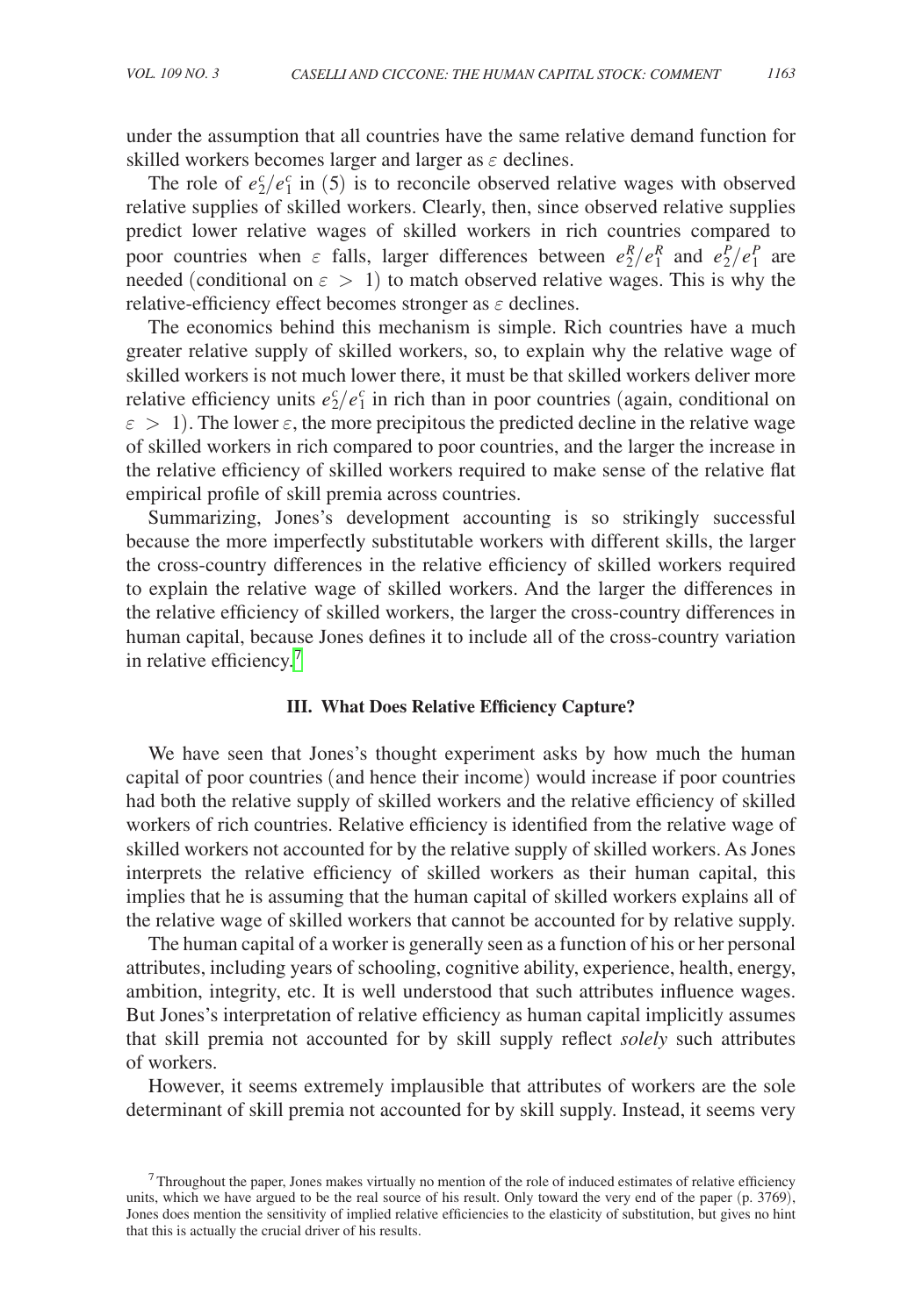under the assumption that all countries have the same relative demand function for skilled workers becomes larger and larger as $\varepsilon$ declines.

The role of $e_2^c/e_1^c$ in (5) is to reconcile observed relative wages with observed relative supplies of skilled workers. Clearly, then, since observed relative supplies predict lower relative wages of skilled workers in rich countries compared to poor countries when $\varepsilon$ falls, larger differences between $e_2^R/e_1^R$ and $e_2^P/e_1^P$ are needed (conditional on $\varepsilon > 1$) to match observed relative wages. This is why the relative-efficiency effect becomes stronger as $\varepsilon$ declines.

The economics behind this mechanism is simple. Rich countries have a much greater relative supply of skilled workers, so, to explain why the relative wage of skilled workers is not much lower there, it must be that skilled workers deliver more relative efficiency units $e_2^c/e_1^c$ in rich than in poor countries (again, conditional on $\varepsilon > 1$). The lower $\varepsilon$, the more precipitous the predicted decline in the relative wage of skilled workers in rich compared to poor countries, and the larger the increase in the relative efficiency of skilled workers required to make sense of the relative flat empirical profile of skill premia across countries.

Summarizing, Jones's development accounting is so strikingly successful because the more imperfectly substitutable workers with different skills, the larger the cross-country differences in the relative efficiency of skilled workers required to explain the relative wage of skilled workers. And the larger the differences in the relative efficiency of skilled workers, the larger the cross-country differences in human capital, because Jones defines it to include all of the cross-country variation in relative efficiency.[7]

### III. What Does Relative Efficiency Capture?

We have seen that Jones's thought experiment asks by how much the human capital of poor countries (and hence their income) would increase if poor countries had both the relative supply of skilled workers and the relative efficiency of skilled workers of rich countries. Relative efficiency is identified from the relative wage of skilled workers not accounted for by the relative supply of skilled workers. As Jones interprets the relative efficiency of skilled workers as their human capital, this implies that he is assuming that the human capital of skilled workers explains all of the relative wage of skilled workers that cannot be accounted for by relative supply.

The human capital of a worker is generally seen as a function of his or her personal attributes, including years of schooling, cognitive ability, experience, health, energy, ambition, integrity, etc. It is well understood that such attributes influence wages. But Jones's interpretation of relative efficiency as human capital implicitly assumes that skill premia not accounted for by skill supply reflect *solely* such attributes of workers.

However, it seems extremely implausible that attributes of workers are the sole determinant of skill premia not accounted for by skill supply. Instead, it seems very

[7] Throughout the paper, Jones makes virtually no mention of the role of induced estimates of relative efficiency units, which we have argued to be the real source of his result. Only toward the very end of the paper (p. 3769), Jones does mention the sensitivity of implied relative efficiencies to the elasticity of substitution, but gives no hint that this is actually the crucial driver of his results.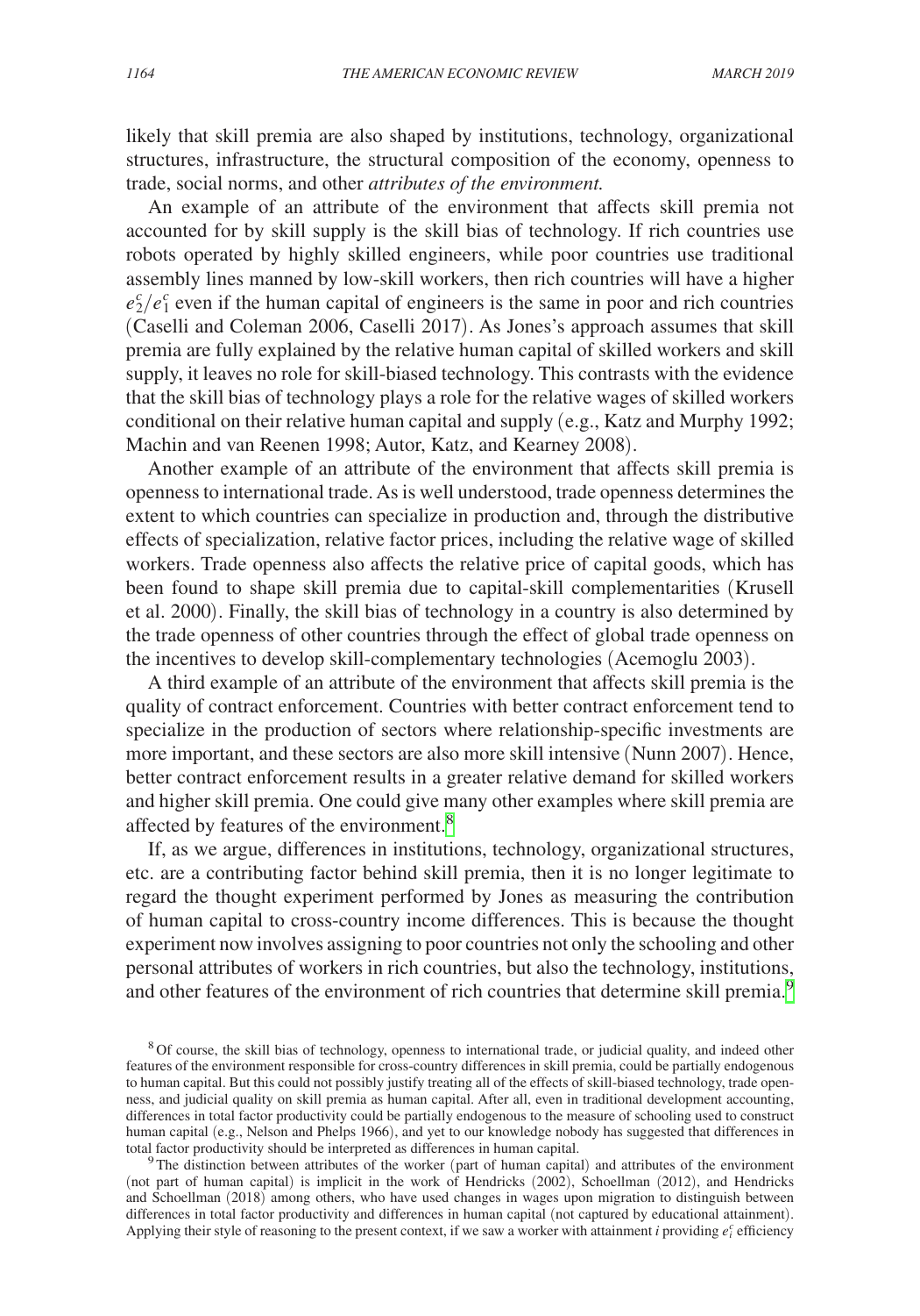likely that skill premia are also shaped by institutions, technology, organizational structures, infrastructure, the structural composition of the economy, openness to trade, social norms, and other *attributes of the environment.*

An example of an attribute of the environment that affects skill premia not accounted for by skill supply is the skill bias of technology. If rich countries use robots operated by highly skilled engineers, while poor countries use traditional assembly lines manned by low-skill workers, then rich countries will have a higher $e_2^c/e_1^c$ even if the human capital of engineers is the same in poor and rich countries (Caselli and Coleman 2006, Caselli 2017). As Jones's approach assumes that skill premia are fully explained by the relative human capital of skilled workers and skill supply, it leaves no role for skill-biased technology. This contrasts with the evidence that the skill bias of technology plays a role for the relative wages of skilled workers conditional on their relative human capital and supply (e.g., Katz and Murphy 1992; Machin and van Reenen 1998; Autor, Katz, and Kearney 2008).

Another example of an attribute of the environment that affects skill premia is openness to international trade. As is well understood, trade openness determines the extent to which countries can specialize in production and, through the distributive effects of specialization, relative factor prices, including the relative wage of skilled workers. Trade openness also affects the relative price of capital goods, which has been found to shape skill premia due to capital-skill complementarities (Krusell et al. 2000). Finally, the skill bias of technology in a country is also determined by the trade openness of other countries through the effect of global trade openness on the incentives to develop skill-complementary technologies (Acemoglu 2003).

A third example of an attribute of the environment that affects skill premia is the quality of contract enforcement. Countries with better contract enforcement tend to specialize in the production of sectors where relationship-specific investments are more important, and these sectors are also more skill intensive (Nunn 2007). Hence, better contract enforcement results in a greater relative demand for skilled workers and higher skill premia. One could give many other examples where skill premia are affected by features of the environment.[8]

If, as we argue, differences in institutions, technology, organizational structures, etc. are a contributing factor behind skill premia, then it is no longer legitimate to regard the thought experiment performed by Jones as measuring the contribution of human capital to cross-country income differences. This is because the thought experiment now involves assigning to poor countries not only the schooling and other personal attributes of workers in rich countries, but also the technology, institutions, and other features of the environment of rich countries that determine skill premia.[9]

[8] Of course, the skill bias of technology, openness to international trade, or judicial quality, and indeed other features of the environment responsible for cross-country differences in skill premia, could be partially endogenous to human capital. But this could not possibly justify treating all of the effects of skill-biased technology, trade openness, and judicial quality on skill premia as human capital. After all, even in traditional development accounting, differences in total factor productivity could be partially endogenous to the measure of schooling used to construct human capital (e.g., Nelson and Phelps 1966), and yet to our knowledge nobody has suggested that differences in total factor productivity should be interpreted as differences in human capital.

[9] The distinction between attributes of the worker (part of human capital) and attributes of the environment (not part of human capital) is implicit in the work of Hendricks (2002), Schoellman (2012), and Hendricks and Schoellman (2018) among others, who have used changes in wages upon migration to distinguish between differences in total factor productivity and differences in human capital (not captured by educational attainment). Applying their style of reasoning to the present context, if we saw a worker with attainment $i$ providing $e_i^c$ efficiency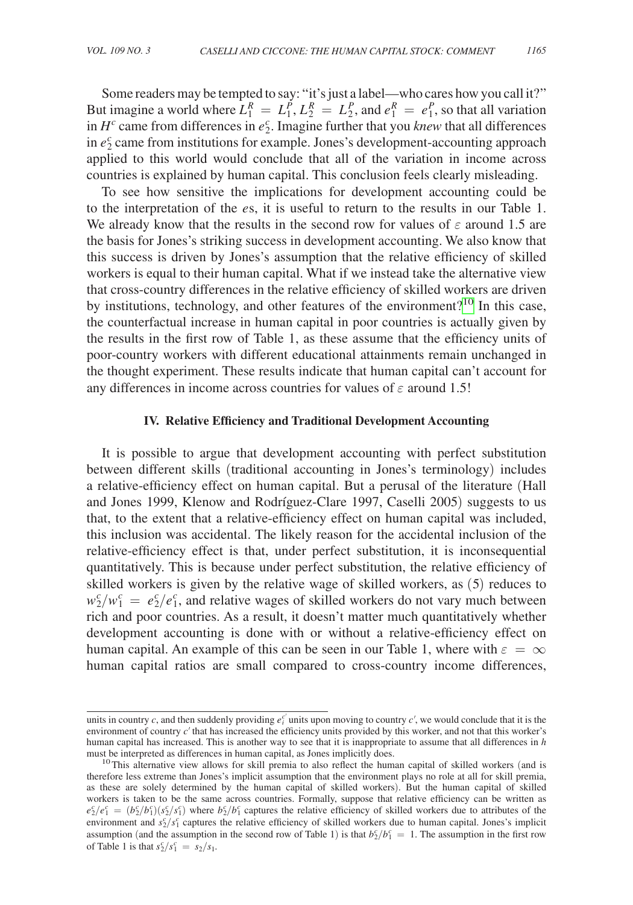units in country $c$, and then suddenly providing $e_i^{c'}$ units upon moving to country $c'$, we would conclude that it is the environment of country $c'$ that has increased the efficiency units provided by this worker, and not that this worker's human capital has increased. This is another way to see that it is inappropriate to assume that all differences in $h$ must be interpreted as differences in human capital, as Jones implicitly does.

Some readers may be tempted to say: "it's just a label—who cares how you call it?" But imagine a world where $L_1^R = L_1^P, L_2^R = L_2^P$, and $e_1^R = e_1^P$, so that all variation in $H^c$ came from differences in $e_2^c$. Imagine further that you *knew* that all differences in $e_2^c$ came from institutions for example. Jones's development-accounting approach applied to this world would conclude that all of the variation in income across countries is explained by human capital. This conclusion feels clearly misleading.

To see how sensitive the implications for development accounting could be to the interpretation of the $e$s, it is useful to return to the results in our Table 1. We already know that the results in the second row for values of $\varepsilon$ around 1.5 are the basis for Jones's striking success in development accounting. We also know that this success is driven by Jones's assumption that the relative efficiency of skilled workers is equal to their human capital. What if we instead take the alternative view that cross-country differences in the relative efficiency of skilled workers are driven by institutions, technology, and other features of the environment?[10] In this case, the counterfactual increase in human capital in poor countries is actually given by the results in the first row of Table 1, as these assume that the efficiency units of poor-country workers with different educational attainments remain unchanged in the thought experiment. These results indicate that human capital can't account for any differences in income across countries for values of $\varepsilon$ around 1.5!

## IV. Relative Efficiency and Traditional Development Accounting

It is possible to argue that development accounting with perfect substitution between different skills (traditional accounting in Jones's terminology) includes a relative-efficiency effect on human capital. But a perusal of the literature (Hall and Jones 1999, Klenow and Rodríguez-Clare 1997, Caselli 2005) suggests to us that, to the extent that a relative-efficiency effect on human capital was included, this inclusion was accidental. The likely reason for the accidental inclusion of the relative-efficiency effect is that, under perfect substitution, it is inconsequential quantitatively. This is because under perfect substitution, the relative efficiency of skilled workers is given by the relative wage of skilled workers, as (5) reduces to $w_2^c/w_1^c = e_2^c/e_1^c$, and relative wages of skilled workers do not vary much between rich and poor countries. As a result, it doesn't matter much quantitatively whether development accounting is done with or without a relative-efficiency effect on human capital. An example of this can be seen in our Table 1, where with $\varepsilon = \infty$ human capital ratios are small compared to cross-country income differences,

[10] This alternative view allows for skill premia to also reflect the human capital of skilled workers (and is therefore less extreme than Jones's implicit assumption that the environment plays no role at all for skill premia, as these are solely determined by the human capital of skilled workers). But the human capital of skilled workers is taken to be the same across countries. Formally, suppose that relative efficiency can be written as $e_2^c/e_1^c = (b_2^c/b_1^c)(s_2^c/s_1^c)$ where $b_2^c/b_1^c$ captures the relative efficiency of skilled workers due to attributes of the environment and $s_2^c/s_1^c$ captures the relative efficiency of skilled workers due to human capital. Jones's implicit assumption (and the assumption in the second row of Table 1) is that $b_2^c/b_1^c = 1$. The assumption in the first row of Table 1 is that $s_2^c/s_1^c = s_2/s_1$.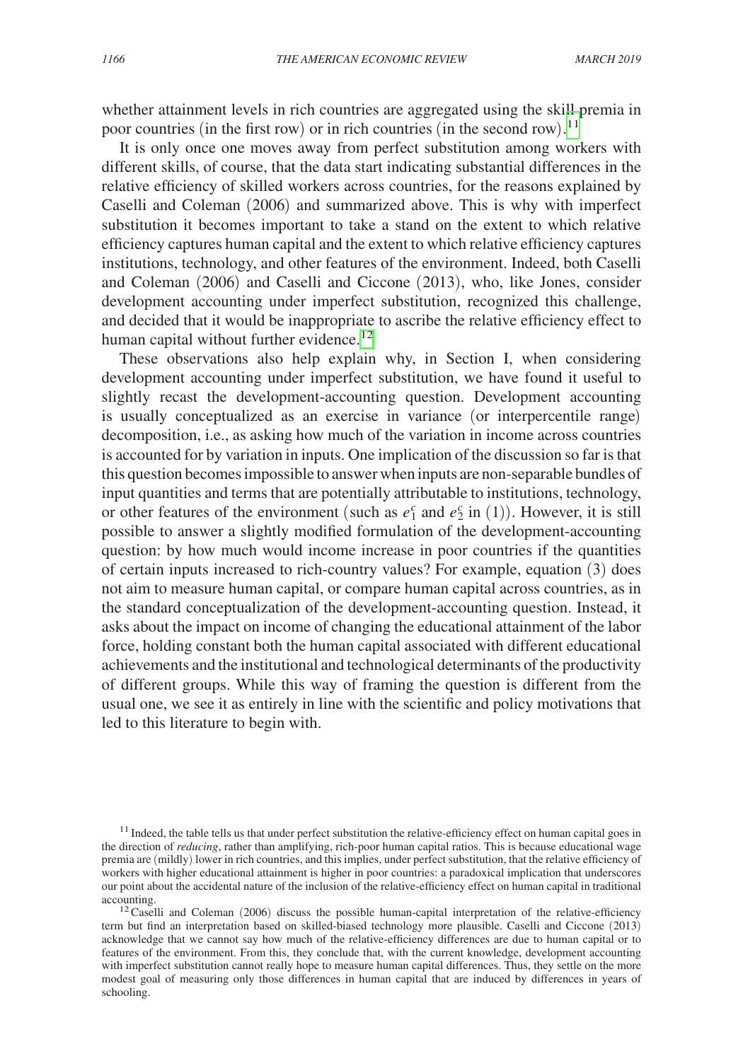whether attainment levels in rich countries are aggregated using the skill premia in poor countries (in the first row) or in rich countries (in the second row).[11]

It is only once one moves away from perfect substitution among workers with different skills, of course, that the data start indicating substantial differences in the relative efficiency of skilled workers across countries, for the reasons explained by Caselli and Coleman (2006) and summarized above. This is why with imperfect substitution it becomes important to take a stand on the extent to which relative efficiency captures human capital and the extent to which relative efficiency captures institutions, technology, and other features of the environment. Indeed, both Caselli and Coleman (2006) and Caselli and Ciccone (2013), who, like Jones, consider development accounting under imperfect substitution, recognized this challenge, and decided that it would be inappropriate to ascribe the relative efficiency effect to human capital without further evidence.[12]

These observations also help explain why, in Section I, when considering development accounting under imperfect substitution, we have found it useful to slightly recast the development-accounting question. Development accounting is usually conceptualized as an exercise in variance (or interpercentile range) decomposition, i.e., as asking how much of the variation in income across countries is accounted for by variation in inputs. One implication of the discussion so far is that this question becomes impossible to answer when inputs are non-separable bundles of input quantities and terms that are potentially attributable to institutions, technology, or other features of the environment (such as $e_1^c$ and $e_2^c$ in (1)). However, it is still possible to answer a slightly modified formulation of the development-accounting question: by how much would income increase in poor countries if the quantities of certain inputs increased to rich-country values? For example, equation (3) does not aim to measure human capital, or compare human capital across countries, as in the standard conceptualization of the development-accounting question. Instead, it asks about the impact on income of changing the educational attainment of the labor force, holding constant both the human capital associated with different educational achievements and the institutional and technological determinants of the productivity of different groups. While this way of framing the question is different from the usual one, we see it as entirely in line with the scientific and policy motivations that led to this literature to begin with.

[11] Indeed, the table tells us that under perfect substitution the relative-efficiency effect on human capital goes in the direction of *reducing*, rather than amplifying, rich-poor human capital ratios. This is because educational wage premia are (mildly) lower in rich countries, and this implies, under perfect substitution, that the relative efficiency of workers with higher educational attainment is higher in poor countries: a paradoxical implication that underscores our point about the accidental nature of the inclusion of the relative-efficiency effect on human capital in traditional accounting.

[12] Caselli and Coleman (2006) discuss the possible human-capital interpretation of the relative-efficiency term but find an interpretation based on skilled-biased technology more plausible. Caselli and Ciccone (2013) acknowledge that we cannot say how much of the relative-efficiency differences are due to human capital or to features of the environment. From this, they conclude that, with the current knowledge, development accounting with imperfect substitution cannot really hope to measure human capital differences. Thus, they settle on the more modest goal of measuring only those differences in human capital that are induced by differences in years of schooling.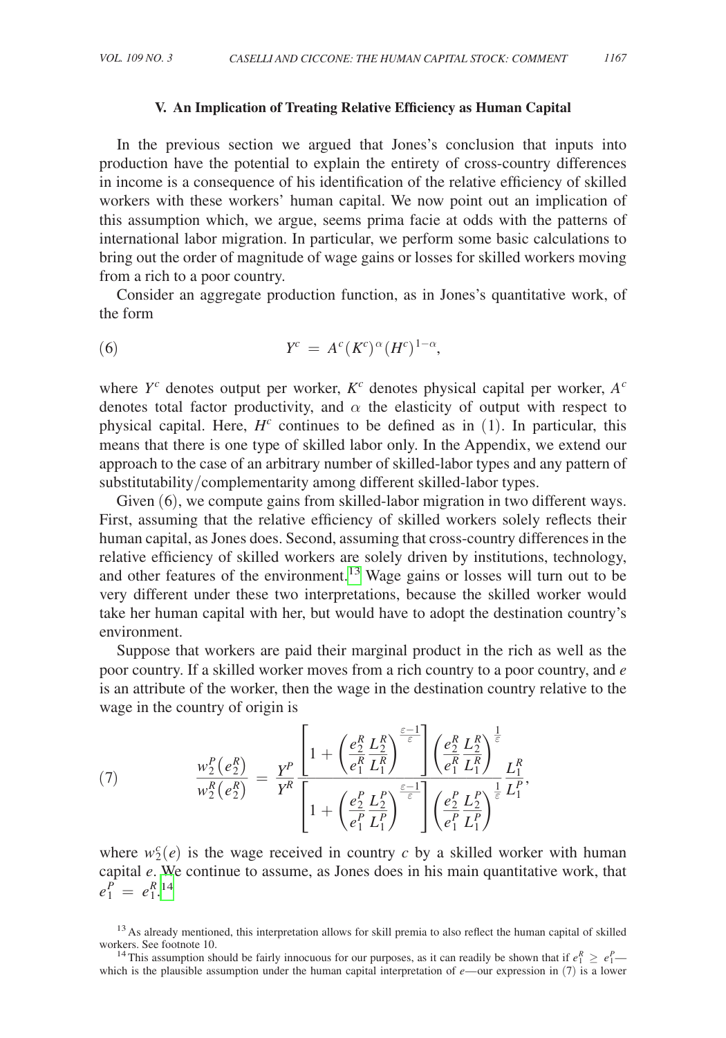### V. An Implication of Treating Relative Efficiency as Human Capital

In the previous section we argued that Jones's conclusion that inputs into production have the potential to explain the entirety of cross-country differences in income is a consequence of his identification of the relative efficiency of skilled workers with these workers' human capital. We now point out an implication of this assumption which, we argue, seems prima facie at odds with the patterns of international labor migration. In particular, we perform some basic calculations to bring out the order of magnitude of wage gains or losses for skilled workers moving from a rich to a poor country.

Consider an aggregate production function, as in Jones's quantitative work, of the form

$$Y^c = A^c (K^c)^{\alpha} (H^c)^{1-\alpha}, \tag{6}$$

where $Y^c$ denotes output per worker, $K^c$ denotes physical capital per worker, $A^c$ denotes total factor productivity, and $\alpha$ the elasticity of output with respect to physical capital. Here, $H^c$ continues to be defined as in (1). In particular, this means that there is one type of skilled labor only. In the Appendix, we extend our approach to the case of an arbitrary number of skilled-labor types and any pattern of substitutability/complementarity among different skilled-labor types.

Given (6), we compute gains from skilled-labor migration in two different ways. First, assuming that the relative efficiency of skilled workers solely reflects their human capital, as Jones does. Second, assuming that cross-country differences in the relative efficiency of skilled workers are solely driven by institutions, technology, and other features of the environment.[13] Wage gains or losses will turn out to be very different under these two interpretations, because the skilled worker would take her human capital with her, but would have to adopt the destination country's environment.

Suppose that workers are paid their marginal product in the rich as well as the poor country. If a skilled worker moves from a rich country to a poor country, and $e$ is an attribute of the worker, then the wage in the destination country relative to the wage in the country of origin is

$$\frac{w_2^P(e_2^R)}{w_2^R(e_2^R)} = \frac{Y^P}{Y^R} \frac{\left[1 + \left(\dfrac{e_2^R}{e_1^R}\dfrac{L_2^R}{L_1^R}\right)^{\frac{\varepsilon-1}{\varepsilon}}\right]\left(\dfrac{e_2^R}{e_1^R}\dfrac{L_2^R}{L_1^R}\right)^{\frac{1}{\varepsilon}}}{\left[1 + \left(\dfrac{e_2^P}{e_1^P}\dfrac{L_2^P}{L_1^P}\right)^{\frac{\varepsilon-1}{\varepsilon}}\right]\left(\dfrac{e_2^P}{e_1^P}\dfrac{L_2^P}{L_1^P}\right)^{\frac{1}{\varepsilon}}} \frac{L_1^R}{L_1^P}, \tag{7}$$

where $w_2^c(e)$ is the wage received in country $c$ by a skilled worker with human capital $e$. We continue to assume, as Jones does in his main quantitative work, that $e_1^P = e_1^R$.[14]

[13] As already mentioned, this interpretation allows for skill premia to also reflect the human capital of skilled workers. See footnote 10.

[14] This assumption should be fairly innocuous for our purposes, as it can readily be shown that if $e_1^R \geq e_1^P$—which is the plausible assumption under the human capital interpretation of $e$—our expression in (7) is a lower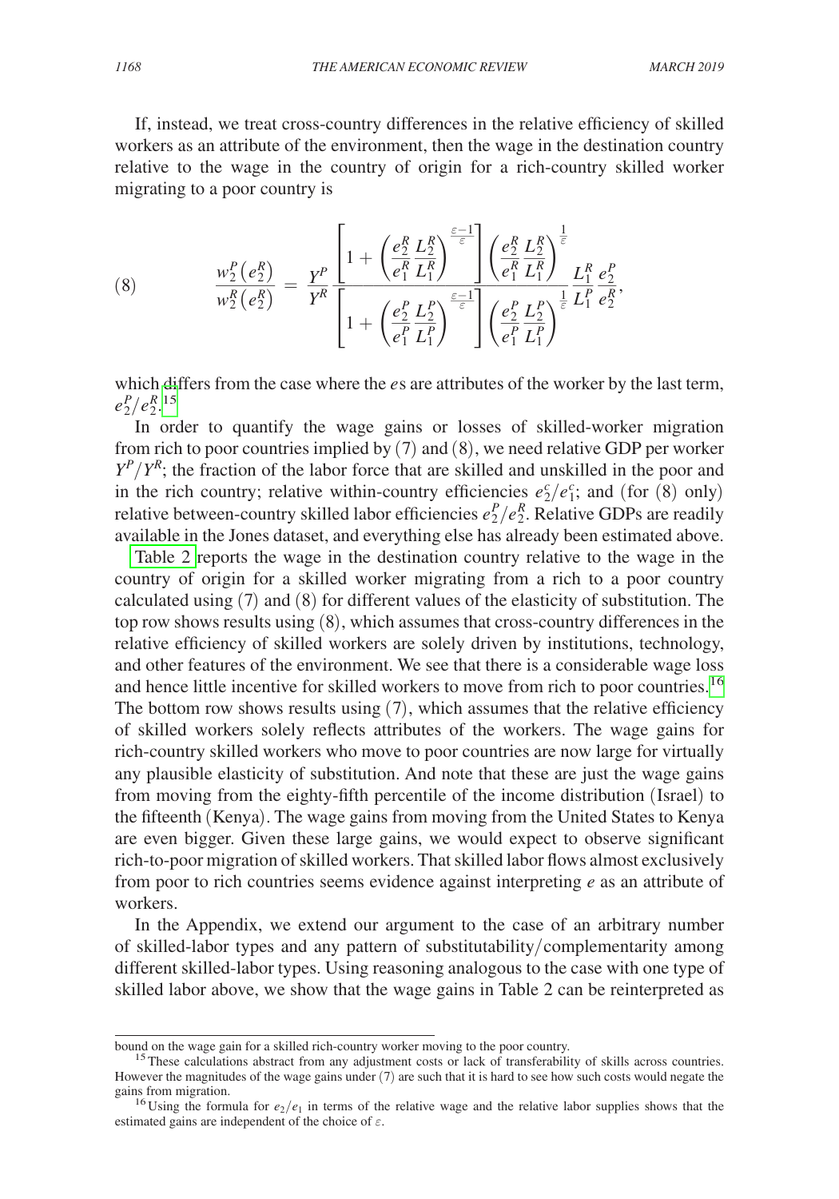If, instead, we treat cross-country differences in the relative efficiency of skilled workers as an attribute of the environment, then the wage in the destination country relative to the wage in the country of origin for a rich-country skilled worker migrating to a poor country is

$$\text{(8)} \qquad \frac{w_2^P\left(e_2^R\right)}{w_2^R\left(e_2^R\right)} = \frac{Y^P}{Y^R} \frac{\left[1 + \left(\dfrac{e_2^R}{e_1^R}\dfrac{L_2^R}{L_1^R}\right)^{\frac{\varepsilon-1}{\varepsilon}}\right]\left(\dfrac{e_2^R}{e_1^R}\dfrac{L_2^R}{L_1^R}\right)^{\frac{1}{\varepsilon}}}{\left[1 + \left(\dfrac{e_2^P}{e_1^P}\dfrac{L_2^P}{L_1^P}\right)^{\frac{\varepsilon-1}{\varepsilon}}\right]\left(\dfrac{e_2^P}{e_1^P}\dfrac{L_2^P}{L_1^P}\right)^{\frac{1}{\varepsilon}}} \frac{L_1^R}{L_1^P}\frac{e_2^P}{e_2^R},$$

which differs from the case where the $e$s are attributes of the worker by the last term, $e_2^P/e_2^R$.[15]

In order to quantify the wage gains or losses of skilled-worker migration from rich to poor countries implied by (7) and (8), we need relative GDP per worker $Y^P/Y^R$; the fraction of the labor force that are skilled and unskilled in the poor and in the rich country; relative within-country efficiencies $e_2^c/e_1^c$; and (for (8) only) relative between-country skilled labor efficiencies $e_2^P/e_2^R$. Relative GDPs are readily available in the Jones dataset, and everything else has already been estimated above.

Table 2 reports the wage in the destination country relative to the wage in the country of origin for a skilled worker migrating from a rich to a poor country calculated using (7) and (8) for different values of the elasticity of substitution. The top row shows results using (8), which assumes that cross-country differences in the relative efficiency of skilled workers are solely driven by institutions, technology, and other features of the environment. We see that there is a considerable wage loss and hence little incentive for skilled workers to move from rich to poor countries.[16] The bottom row shows results using (7), which assumes that the relative efficiency of skilled workers solely reflects attributes of the workers. The wage gains for rich-country skilled workers who move to poor countries are now large for virtually any plausible elasticity of substitution. And note that these are just the wage gains from moving from the eighty-fifth percentile of the income distribution (Israel) to the fifteenth (Kenya). The wage gains from moving from the United States to Kenya are even bigger. Given these large gains, we would expect to observe significant rich-to-poor migration of skilled workers. That skilled labor flows almost exclusively from poor to rich countries seems evidence against interpreting $e$ as an attribute of workers.

In the Appendix, we extend our argument to the case of an arbitrary number of skilled-labor types and any pattern of substitutability/complementarity among different skilled-labor types. Using reasoning analogous to the case with one type of skilled labor above, we show that the wage gains in Table 2 can be reinterpreted as

---

bound on the wage gain for a skilled rich-country worker moving to the poor country.

[15] These calculations abstract from any adjustment costs or lack of transferability of skills across countries. However the magnitudes of the wage gains under (7) are such that it is hard to see how such costs would negate the gains from migration.

[16] Using the formula for $e_2/e_1$ in terms of the relative wage and the relative labor supplies shows that the estimated gains are independent of the choice of $\varepsilon$.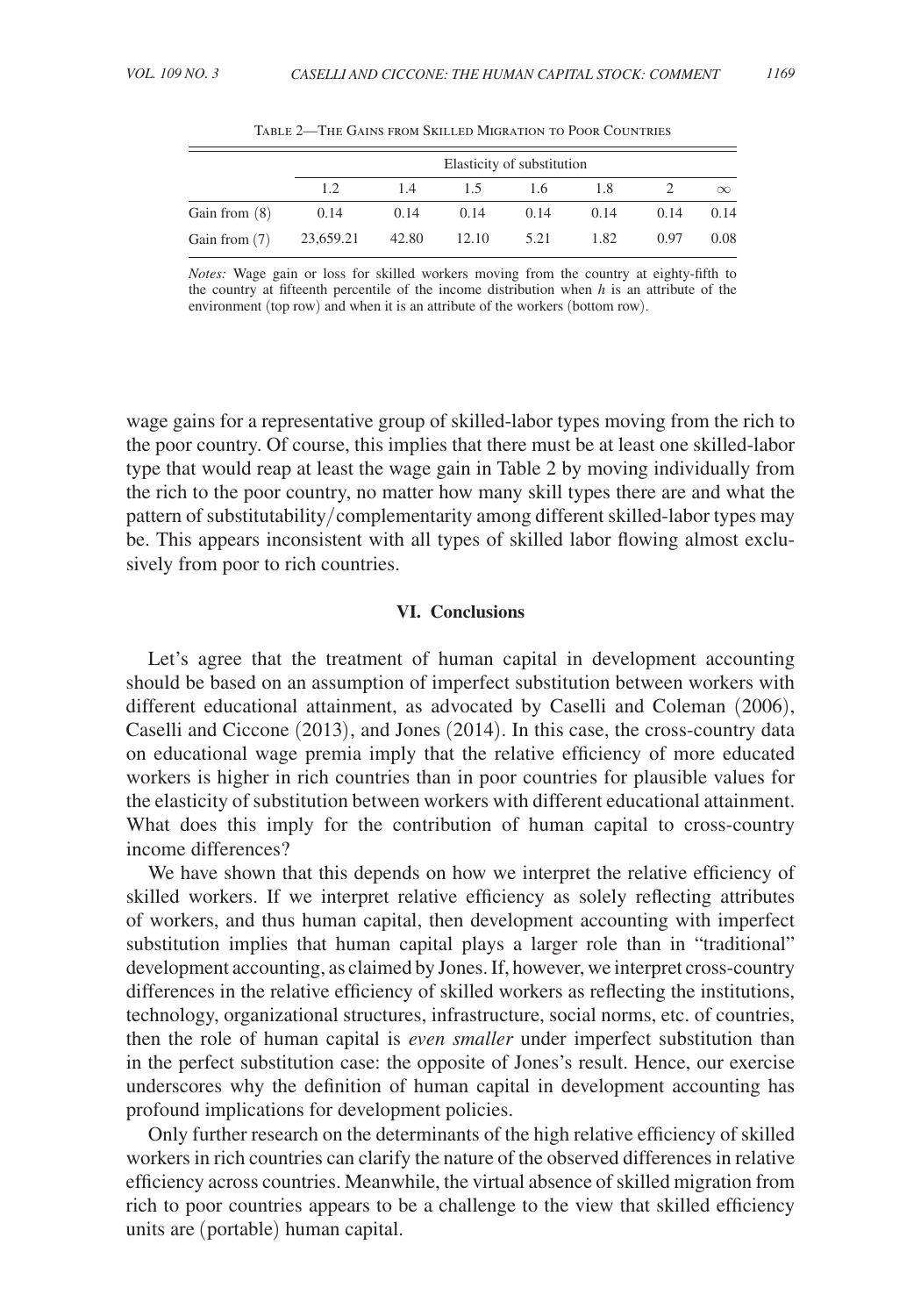Table 2—The Gains from Skilled Migration to Poor Countries

| | Elasticity of substitution | | | | | | |
|---|---|---|---|---|---|---|---|
| | 1.2 | 1.4 | 1.5 | 1.6 | 1.8 | 2 | $\infty$ |
| Gain from (8) | 0.14 | 0.14 | 0.14 | 0.14 | 0.14 | 0.14 | 0.14 |
| Gain from (7) | 23,659.21 | 42.80 | 12.10 | 5.21 | 1.82 | 0.97 | 0.08 |

*Notes:* Wage gain or loss for skilled workers moving from the country at eighty-fifth to the country at fifteenth percentile of the income distribution when $h$ is an attribute of the environment (top row) and when it is an attribute of the workers (bottom row).

wage gains for a representative group of skilled-labor types moving from the rich to the poor country. Of course, this implies that there must be at least one skilled-labor type that would reap at least the wage gain in Table 2 by moving individually from the rich to the poor country, no matter how many skill types there are and what the pattern of substitutability/complementarity among different skilled-labor types may be. This appears inconsistent with all types of skilled labor flowing almost exclusively from poor to rich countries.

## VI. Conclusions

Let's agree that the treatment of human capital in development accounting should be based on an assumption of imperfect substitution between workers with different educational attainment, as advocated by Caselli and Coleman (2006), Caselli and Ciccone (2013), and Jones (2014). In this case, the cross-country data on educational wage premia imply that the relative efficiency of more educated workers is higher in rich countries than in poor countries for plausible values for the elasticity of substitution between workers with different educational attainment. What does this imply for the contribution of human capital to cross-country income differences?

We have shown that this depends on how we interpret the relative efficiency of skilled workers. If we interpret relative efficiency as solely reflecting attributes of workers, and thus human capital, then development accounting with imperfect substitution implies that human capital plays a larger role than in "traditional" development accounting, as claimed by Jones. If, however, we interpret cross-country differences in the relative efficiency of skilled workers as reflecting the institutions, technology, organizational structures, infrastructure, social norms, etc. of countries, then the role of human capital is *even smaller* under imperfect substitution than in the perfect substitution case: the opposite of Jones's result. Hence, our exercise underscores why the definition of human capital in development accounting has profound implications for development policies.

Only further research on the determinants of the high relative efficiency of skilled workers in rich countries can clarify the nature of the observed differences in relative efficiency across countries. Meanwhile, the virtual absence of skilled migration from rich to poor countries appears to be a challenge to the view that skilled efficiency units are (portable) human capital.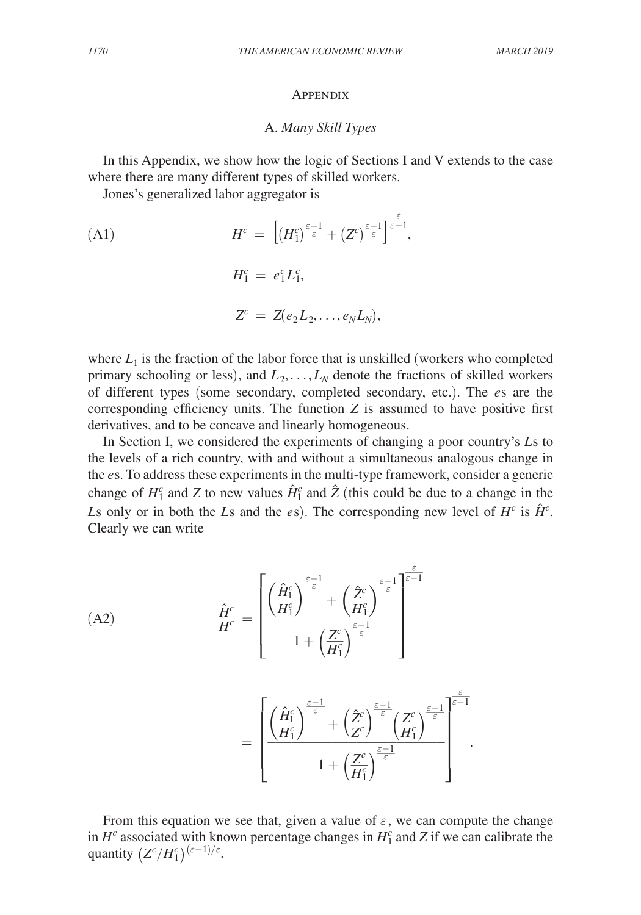## Appendix

### A. *Many Skill Types*

In this Appendix, we show how the logic of Sections I and V extends to the case where there are many different types of skilled workers.

Jones's generalized labor aggregator is

$$
\text{(A1)} \qquad H^c = \left[ (H_1^c)^{\frac{\varepsilon-1}{\varepsilon}} + (Z^c)^{\frac{\varepsilon-1}{\varepsilon}} \right]^{\frac{\varepsilon}{\varepsilon-1}},
$$

$$
H_1^c = e_1^c L_1^c,
$$

$$
Z^c = Z(e_2 L_2, \ldots, e_N L_N),
$$

where $L_1$ is the fraction of the labor force that is unskilled (workers who completed primary schooling or less), and $L_2, \ldots, L_N$ denote the fractions of skilled workers of different types (some secondary, completed secondary, etc.). The *e*s are the corresponding efficiency units. The function $Z$ is assumed to have positive first derivatives, and to be concave and linearly homogeneous.

In Section I, we considered the experiments of changing a poor country's *L*s to the levels of a rich country, with and without a simultaneous analogous change in the *e*s. To address these experiments in the multi-type framework, consider a generic change of $H_1^c$ and $Z$ to new values $\hat{H}_1^c$ and $\hat{Z}$ (this could be due to a change in the *L*s only or in both the *L*s and the *e*s). The corresponding new level of $H^c$ is $\hat{H}^c$. Clearly we can write

$$
\text{(A2)} \qquad \frac{\hat{H}^c}{H^c} = \left[ \frac{\left( \frac{\hat{H}_1^c}{H_1^c} \right)^{\frac{\varepsilon-1}{\varepsilon}} + \left( \frac{\hat{Z}^c}{H_1^c} \right)^{\frac{\varepsilon-1}{\varepsilon}}}{1 + \left( \frac{Z^c}{H_1^c} \right)^{\frac{\varepsilon-1}{\varepsilon}}} \right]^{\frac{\varepsilon}{\varepsilon-1}}
$$

$$
= \left[ \frac{\left( \frac{\hat{H}_1^c}{H_1^c} \right)^{\frac{\varepsilon-1}{\varepsilon}} + \left( \frac{\hat{Z}^c}{Z^c} \right)^{\frac{\varepsilon-1}{\varepsilon}} \left( \frac{Z^c}{H_1^c} \right)^{\frac{\varepsilon-1}{\varepsilon}}}{1 + \left( \frac{Z^c}{H_1^c} \right)^{\frac{\varepsilon-1}{\varepsilon}}} \right]^{\frac{\varepsilon}{\varepsilon-1}}.
$$

From this equation we see that, given a value of $\varepsilon$, we can compute the change in $H^c$ associated with known percentage changes in $H_1^c$ and $Z$ if we can calibrate the quantity $\left( Z^c / H_1^c \right)^{(\varepsilon-1)/\varepsilon}$.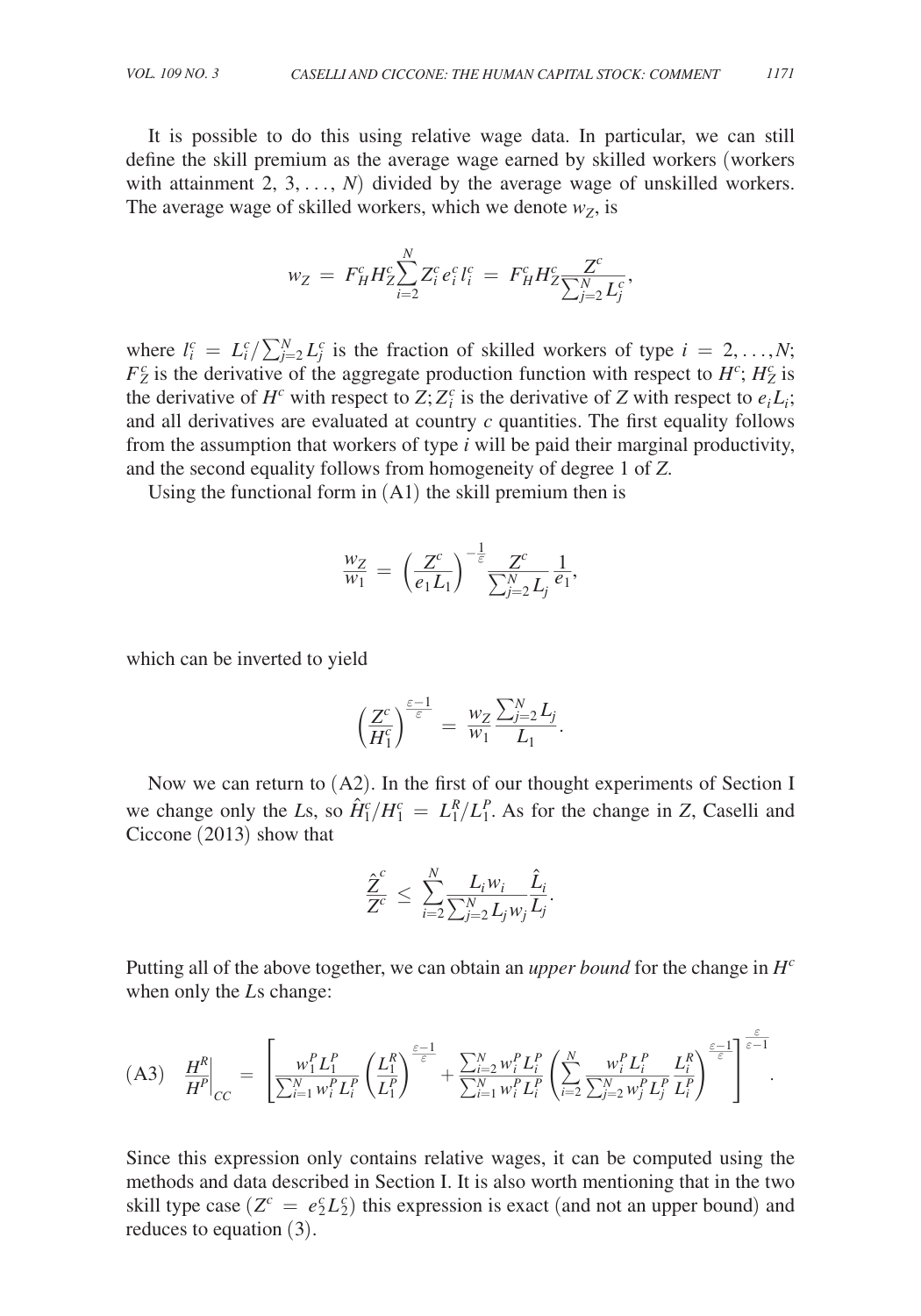It is possible to do this using relative wage data. In particular, we can still define the skill premium as the average wage earned by skilled workers (workers with attainment 2, 3, …, $N$) divided by the average wage of unskilled workers. The average wage of skilled workers, which we denote $w_Z$, is

$$w_Z = F_H^c H_Z^c \sum_{i=2}^{N} Z_i^c e_i^c l_i^c = F_H^c H_Z^c \frac{Z^c}{\sum_{j=2}^{N} L_j^c},$$

where $l_i^c = L_i^c / \sum_{j=2}^{N} L_j^c$ is the fraction of skilled workers of type $i = 2, \ldots, N$; $F_Z^c$ is the derivative of the aggregate production function with respect to $H^c$; $H_Z^c$ is the derivative of $H^c$ with respect to $Z$; $Z_i^c$ is the derivative of $Z$ with respect to $e_i L_i$; and all derivatives are evaluated at country $c$ quantities. The first equality follows from the assumption that workers of type $i$ will be paid their marginal productivity, and the second equality follows from homogeneity of degree 1 of $Z$.

Using the functional form in (A1) the skill premium then is

$$\frac{w_Z}{w_1} = \left(\frac{Z^c}{e_1 L_1}\right)^{-\frac{1}{\varepsilon}} \frac{Z^c}{\sum_{j=2}^{N} L_j} \frac{1}{e_1},$$

which can be inverted to yield

$$\left(\frac{Z^c}{H_1^c}\right)^{\frac{\varepsilon-1}{\varepsilon}} = \frac{w_Z}{w_1} \frac{\sum_{j=2}^{N} L_j}{L_1}.$$

Now we can return to (A2). In the first of our thought experiments of Section I we change only the $L$s, so $\hat{H}_1^c / H_1^c = L_1^R / L_1^P$. As for the change in $Z$, Caselli and Ciccone (2013) show that

$$\frac{\hat{Z}^c}{Z^c} \leq \sum_{i=2}^{N} \frac{L_i w_i}{\sum_{j=2}^{N} L_j w_j} \frac{\hat{L}_i}{L_j}.$$

Putting all of the above together, we can obtain an *upper bound* for the change in $H^c$ when only the $L$s change:

$$\text{(A3)} \quad \left.\frac{H^R}{H^P}\right|_{CC} = \left[\frac{w_1^P L_1^P}{\sum_{i=1}^{N} w_i^P L_i^P} \left(\frac{L_1^R}{L_1^P}\right)^{\frac{\varepsilon-1}{\varepsilon}} + \frac{\sum_{i=2}^{N} w_i^P L_i^P}{\sum_{i=1}^{N} w_i^P L_i^P} \left(\sum_{i=2}^{N} \frac{w_i^P L_i^P}{\sum_{j=2}^{N} w_j^P L_j^P} \frac{L_i^R}{L_i^P}\right)^{\frac{\varepsilon-1}{\varepsilon}}\right]^{\frac{\varepsilon}{\varepsilon-1}}.$$

Since this expression only contains relative wages, it can be computed using the methods and data described in Section I. It is also worth mentioning that in the two skill type case ($Z^c = e_2^c L_2^c$) this expression is exact (and not an upper bound) and reduces to equation (3).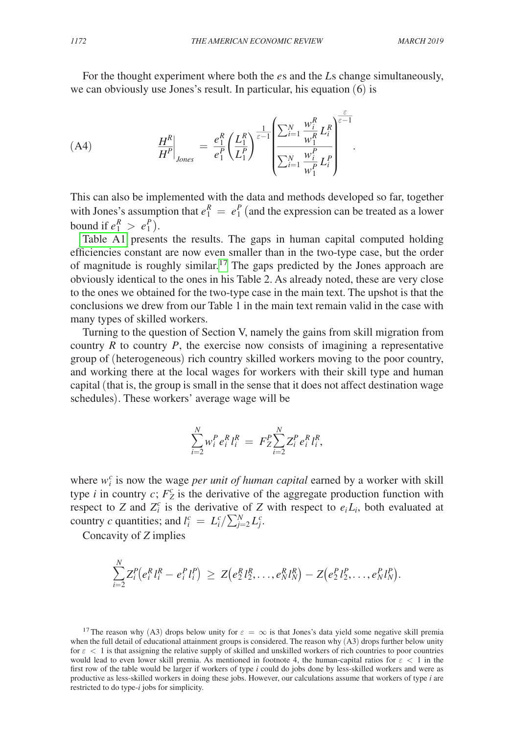For the thought experiment where both the $e$s and the $L$s change simultaneously, we can obviously use Jones's result. In particular, his equation (6) is

$$\text{(A4)} \qquad \left.\frac{H^R}{H^P}\right|_{Jones} = \frac{e_1^R}{e_1^P}\left(\frac{L_1^R}{L_1^P}\right)^{\frac{1}{\varepsilon-1}}\left(\frac{\sum_{i=1}^{N}\frac{w_i^R}{w_1^R}L_i^R}{\sum_{i=1}^{N}\frac{w_i^P}{w_1^P}L_i^P}\right)^{\frac{\varepsilon}{\varepsilon-1}}.$$

This can also be implemented with the data and methods developed so far, together with Jones's assumption that $e_1^R = e_1^P$ (and the expression can be treated as a lower bound if $e_1^R > e_1^P$).

Table A1 presents the results. The gaps in human capital computed holding efficiencies constant are now even smaller than in the two-type case, but the order of magnitude is roughly similar.[17] The gaps predicted by the Jones approach are obviously identical to the ones in his Table 2. As already noted, these are very close to the ones we obtained for the two-type case in the main text. The upshot is that the conclusions we drew from our Table 1 in the main text remain valid in the case with many types of skilled workers.

Turning to the question of Section V, namely the gains from skill migration from country $R$ to country $P$, the exercise now consists of imagining a representative group of (heterogeneous) rich country skilled workers moving to the poor country, and working there at the local wages for workers with their skill type and human capital (that is, the group is small in the sense that it does not affect destination wage schedules). These workers' average wage will be

$$\sum_{i=2}^{N} w_i^P e_i^R l_i^R = F_Z^P \sum_{i=2}^{N} Z_i^P e_i^R l_i^R,$$

where $w_i^c$ is now the wage *per unit of human capital* earned by a worker with skill type $i$ in country $c$; $F_Z^c$ is the derivative of the aggregate production function with respect to $Z$ and $Z_i^c$ is the derivative of $Z$ with respect to $e_i L_i$, both evaluated at country $c$ quantities; and $l_i^c = L_i^c / \sum_{j=2}^{N} L_j^c$.

Concavity of $Z$ implies

$$\sum_{i=2}^{N} Z_i^P\left(e_i^R l_i^R - e_i^P l_i^P\right) \geq Z\left(e_2^R l_2^R, \ldots, e_N^R l_N^R\right) - Z\left(e_2^P l_2^P, \ldots, e_N^P l_N^P\right).$$

[17] The reason why (A3) drops below unity for $\varepsilon = \infty$ is that Jones's data yield some negative skill premia when the full detail of educational attainment groups is considered. The reason why (A3) drops further below unity for $\varepsilon < 1$ is that assigning the relative supply of skilled and unskilled workers of rich countries to poor countries would lead to even lower skill premia. As mentioned in footnote 4, the human-capital ratios for $\varepsilon < 1$ in the first row of the table would be larger if workers of type $i$ could do jobs done by less-skilled workers and were as productive as less-skilled workers in doing these jobs. However, our calculations assume that workers of type $i$ are restricted to do type-$i$ jobs for simplicity.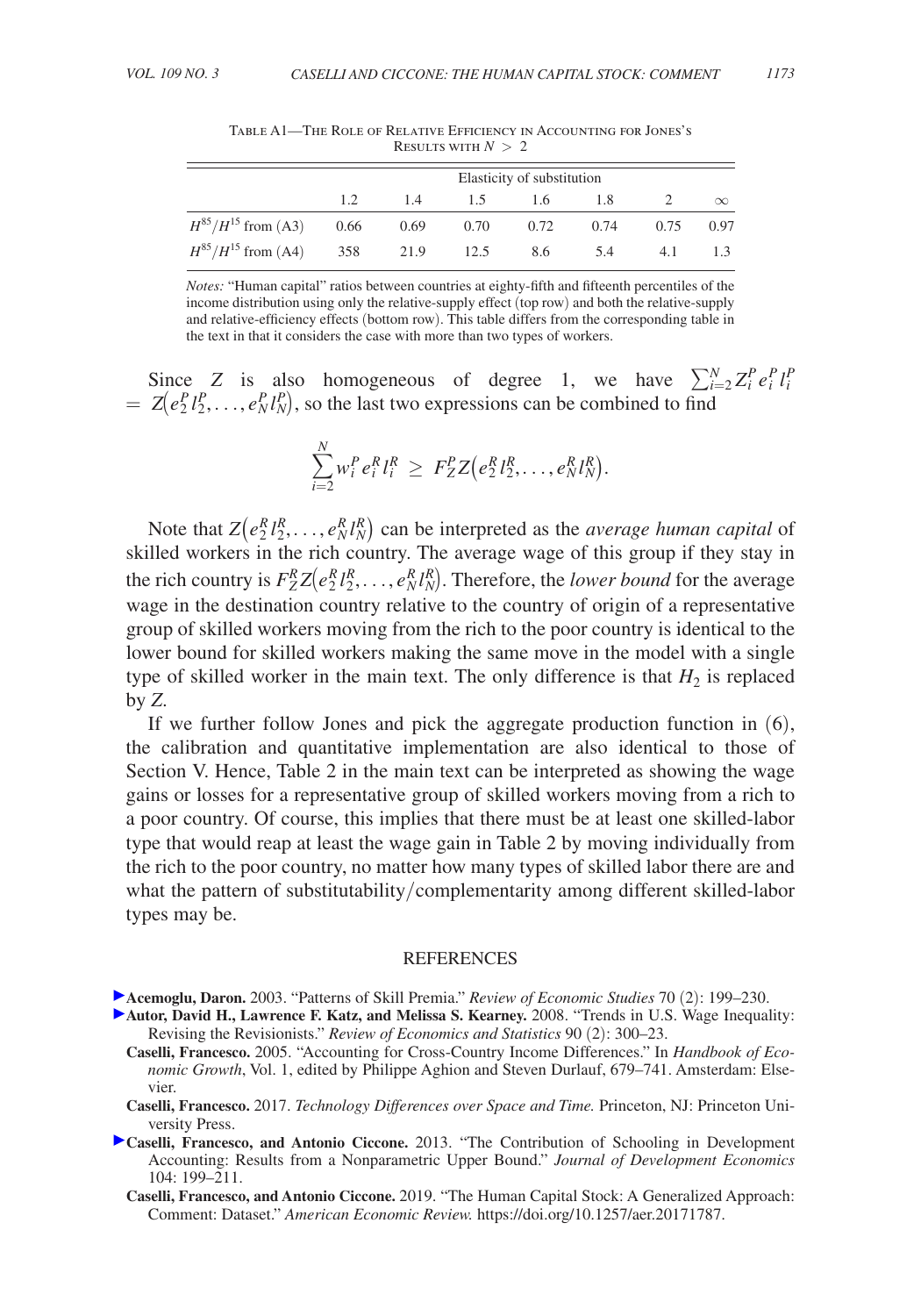Table A1—The Role of Relative Efficiency in Accounting for Jones's Results with $N > 2$

| | Elasticity of substitution | | | | | | |
|---|---|---|---|---|---|---|---|
| | 1.2 | 1.4 | 1.5 | 1.6 | 1.8 | 2 | $\infty$ |
| $H^{85}/H^{15}$ from (A3) | 0.66 | 0.69 | 0.70 | 0.72 | 0.74 | 0.75 | 0.97 |
| $H^{85}/H^{15}$ from (A4) | 358 | 21.9 | 12.5 | 8.6 | 5.4 | 4.1 | 1.3 |

*Notes:* "Human capital" ratios between countries at eighty-fifth and fifteenth percentiles of the income distribution using only the relative-supply effect (top row) and both the relative-supply and relative-efficiency effects (bottom row). This table differs from the corresponding table in the text in that it considers the case with more than two types of workers.

Since $Z$ is also homogeneous of degree 1, we have $\sum_{i=2}^{N} Z_i^P e_i^P l_i^P = Z\left(e_2^P l_2^P, \ldots, e_N^P l_N^P\right)$, so the last two expressions can be combined to find

$$\sum_{i=2}^{N} w_i^P e_i^R l_i^R \geq F_Z^P Z\left(e_2^R l_2^R, \ldots, e_N^R l_N^R\right).$$

Note that $Z\left(e_2^R l_2^R, \ldots, e_N^R l_N^R\right)$ can be interpreted as the *average human capital* of skilled workers in the rich country. The average wage of this group if they stay in the rich country is $F_Z^R Z\left(e_2^R l_2^R, \ldots, e_N^R l_N^R\right)$. Therefore, the *lower bound* for the average wage in the destination country relative to the country of origin of a representative group of skilled workers moving from the rich to the poor country is identical to the lower bound for skilled workers making the same move in the model with a single type of skilled worker in the main text. The only difference is that $H_2$ is replaced by $Z$.

If we further follow Jones and pick the aggregate production function in (6), the calibration and quantitative implementation are also identical to those of Section V. Hence, Table 2 in the main text can be interpreted as showing the wage gains or losses for a representative group of skilled workers moving from a rich to a poor country. Of course, this implies that there must be at least one skilled-labor type that would reap at least the wage gain in Table 2 by moving individually from the rich to the poor country, no matter how many types of skilled labor there are and what the pattern of substitutability/complementarity among different skilled-labor types may be.

## REFERENCES

**Acemoglu, Daron.** 2003. "Patterns of Skill Premia." *Review of Economic Studies* 70 (2): 199–230.

**Autor, David H., Lawrence F. Katz, and Melissa S. Kearney.** 2008. "Trends in U.S. Wage Inequality: Revising the Revisionists." *Review of Economics and Statistics* 90 (2): 300–23.

**Caselli, Francesco.** 2005. "Accounting for Cross-Country Income Differences." In *Handbook of Economic Growth*, Vol. 1, edited by Philippe Aghion and Steven Durlauf, 679–741. Amsterdam: Elsevier.

**Caselli, Francesco.** 2017. *Technology Differences over Space and Time.* Princeton, NJ: Princeton University Press.

**Caselli, Francesco, and Antonio Ciccone.** 2013. "The Contribution of Schooling in Development Accounting: Results from a Nonparametric Upper Bound." *Journal of Development Economics* 104: 199–211.

**Caselli, Francesco, and Antonio Ciccone.** 2019. "The Human Capital Stock: A Generalized Approach: Comment: Dataset." *American Economic Review.* https://doi.org/10.1257/aer.20171787.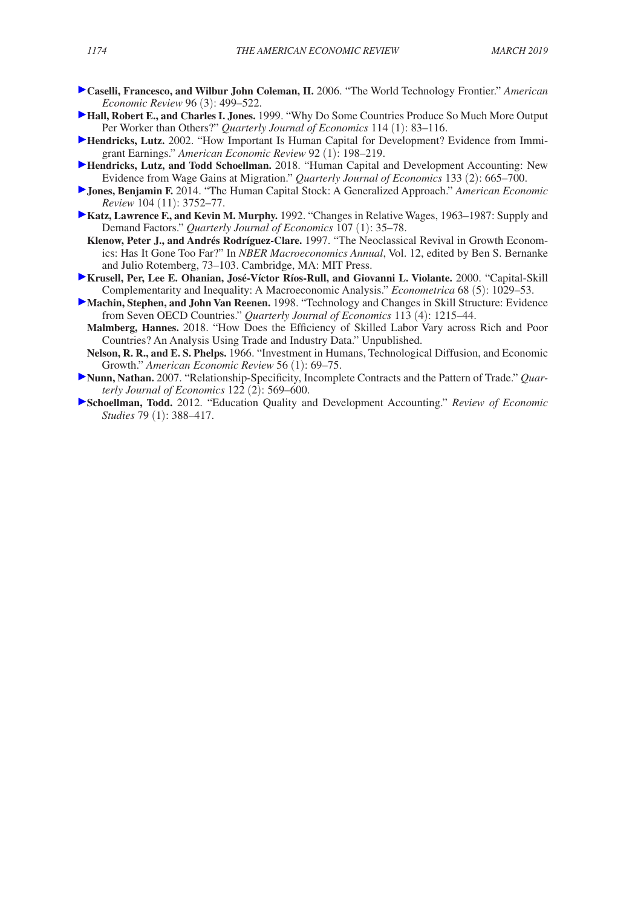**Caselli, Francesco, and Wilbur John Coleman, II.** 2006. "The World Technology Frontier." *American Economic Review* 96 (3): 499–522.

**Hall, Robert E., and Charles I. Jones.** 1999. "Why Do Some Countries Produce So Much More Output Per Worker than Others?" *Quarterly Journal of Economics* 114 (1): 83–116.

**Hendricks, Lutz.** 2002. "How Important Is Human Capital for Development? Evidence from Immigrant Earnings." *American Economic Review* 92 (1): 198–219.

**Hendricks, Lutz, and Todd Schoellman.** 2018. "Human Capital and Development Accounting: New Evidence from Wage Gains at Migration." *Quarterly Journal of Economics* 133 (2): 665–700.

**Jones, Benjamin F.** 2014. "The Human Capital Stock: A Generalized Approach." *American Economic Review* 104 (11): 3752–77.

**Katz, Lawrence F., and Kevin M. Murphy.** 1992. "Changes in Relative Wages, 1963–1987: Supply and Demand Factors." *Quarterly Journal of Economics* 107 (1): 35–78.

**Klenow, Peter J., and Andrés Rodríguez-Clare.** 1997. "The Neoclassical Revival in Growth Economics: Has It Gone Too Far?" In *NBER Macroeconomics Annual*, Vol. 12, edited by Ben S. Bernanke and Julio Rotemberg, 73–103. Cambridge, MA: MIT Press.

**Krusell, Per, Lee E. Ohanian, José-Víctor Ríos-Rull, and Giovanni L. Violante.** 2000. "Capital-Skill Complementarity and Inequality: A Macroeconomic Analysis." *Econometrica* 68 (5): 1029–53.

**Machin, Stephen, and John Van Reenen.** 1998. "Technology and Changes in Skill Structure: Evidence from Seven OECD Countries." *Quarterly Journal of Economics* 113 (4): 1215–44.

**Malmberg, Hannes.** 2018. "How Does the Efficiency of Skilled Labor Vary across Rich and Poor Countries? An Analysis Using Trade and Industry Data." Unpublished.

**Nelson, R. R., and E. S. Phelps.** 1966. "Investment in Humans, Technological Diffusion, and Economic Growth." *American Economic Review* 56 (1): 69–75.

**Nunn, Nathan.** 2007. "Relationship-Specificity, Incomplete Contracts and the Pattern of Trade." *Quarterly Journal of Economics* 122 (2): 569–600.

**Schoellman, Todd.** 2012. "Education Quality and Development Accounting." *Review of Economic Studies* 79 (1): 388–417.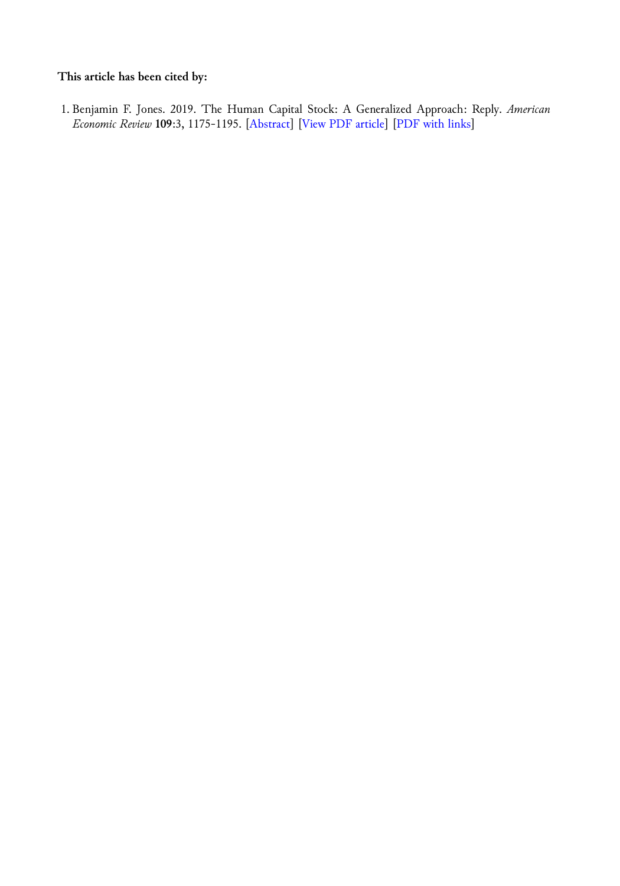**This article has been cited by:**

1. Benjamin F. Jones. 2019. The Human Capital Stock: A Generalized Approach: Reply. *American Economic Review* **109**:3, 1175-1195. [Abstract] [View PDF article] [PDF with links]